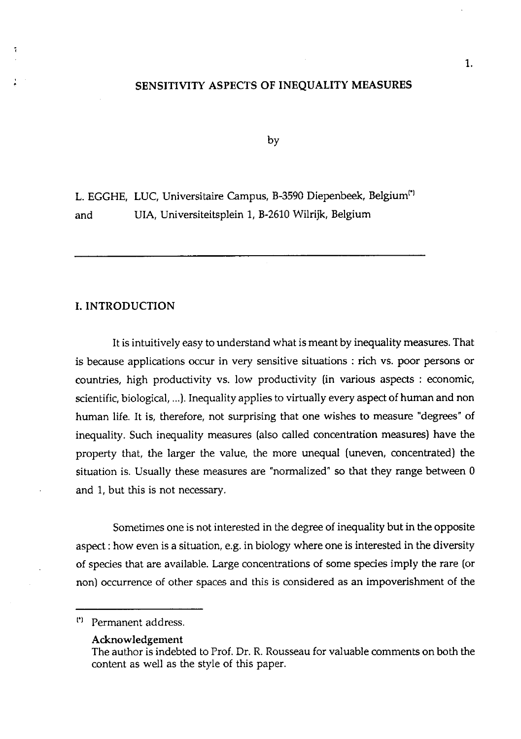# SENSITIVITY ASPECTS OF INEQUALITY MEASURES

by

L. EGGHE, LUC, Universitaire Campus, B-3590 Diepenbeek, Belgium[*]
and UIA, Universiteitsplein 1, B-2610 Wilrijk, Belgium

---

## I. INTRODUCTION

It is intuitively easy to understand what is meant by inequality measures. That is because applications occur in very sensitive situations : rich vs. poor persons or countries, high productivity vs. low productivity (in various aspects : economic, scientific, biological, ...). Inequality applies to virtually every aspect of human and non human life. It is, therefore, not surprising that one wishes to measure "degrees" of inequality. Such inequality measures (also called concentration measures) have the property that, the larger the value, the more unequal (uneven, concentrated) the situation is. Usually these measures are "normalized" so that they range between 0 and 1, but this is not necessary.

Sometimes one is not interested in the degree of inequality but in the opposite aspect : how even is a situation, e.g. in biology where one is interested in the diversity of species that are available. Large concentrations of some species imply the rare (or non) occurrence of other spaces and this is considered as an impoverishment of the

---

[*] Permanent address.

**Acknowledgement**
The author is indebted to Prof. Dr. R. Rousseau for valuable comments on both the content as well as the style of this paper.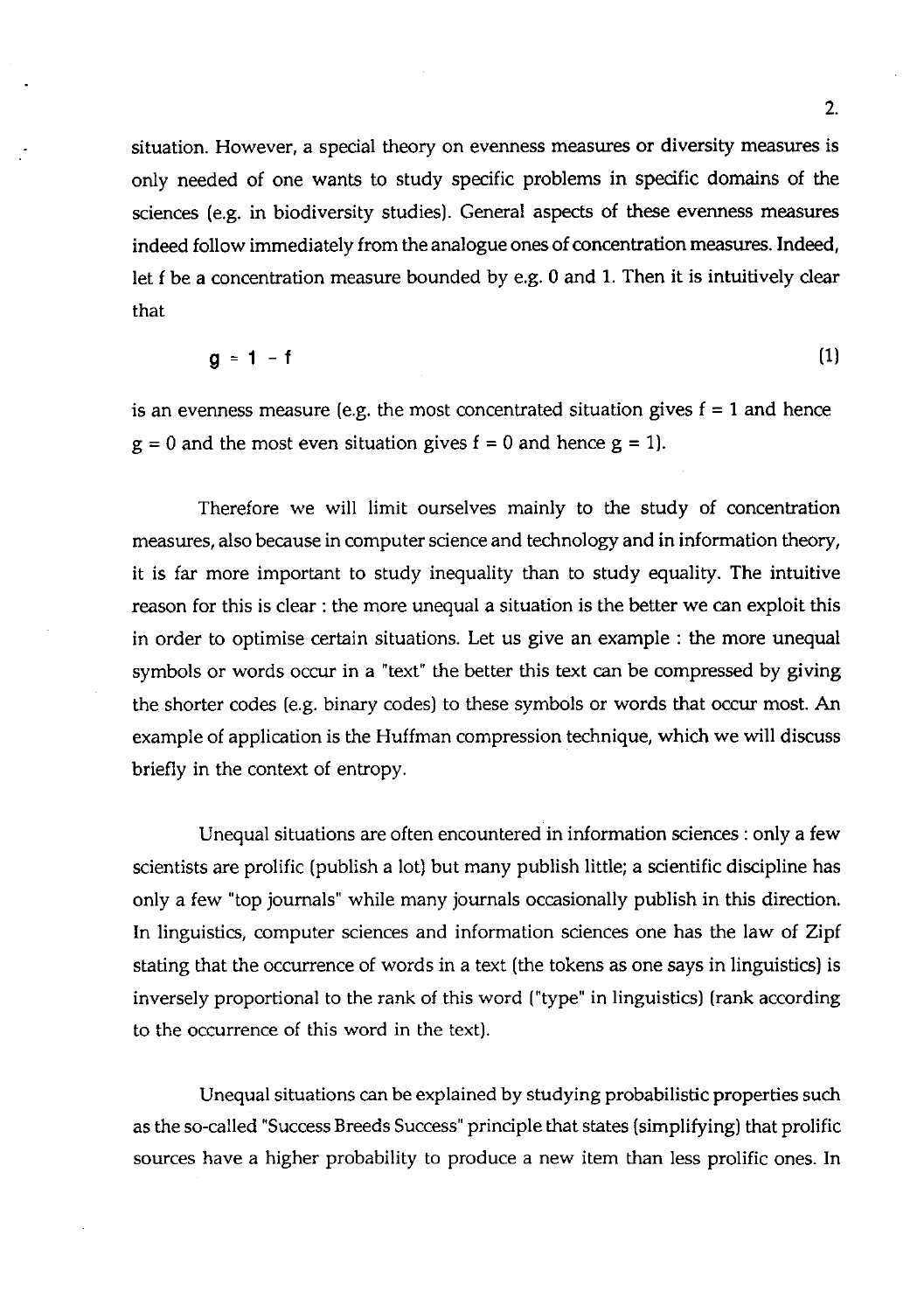situation. However, a special theory on evenness measures or diversity measures is only needed of one wants to study specific problems in specific domains of the sciences (e.g. in biodiversity studies). General aspects of these evenness measures indeed follow immediately from the analogue ones of concentration measures. Indeed, let f be a concentration measure bounded by e.g. 0 and 1. Then it is intuitively clear that

$$g = 1 - f \tag{1}$$

is an evenness measure (e.g. the most concentrated situation gives $f = 1$ and hence $g = 0$ and the most even situation gives $f = 0$ and hence $g = 1$).

Therefore we will limit ourselves mainly to the study of concentration measures, also because in computer science and technology and in information theory, it is far more important to study inequality than to study equality. The intuitive reason for this is clear : the more unequal a situation is the better we can exploit this in order to optimise certain situations. Let us give an example : the more unequal symbols or words occur in a "text" the better this text can be compressed by giving the shorter codes (e.g. binary codes) to these symbols or words that occur most. An example of application is the Huffman compression technique, which we will discuss briefly in the context of entropy.

Unequal situations are often encountered in information sciences : only a few scientists are prolific (publish a lot) but many publish little; a scientific discipline has only a few "top journals" while many journals occasionally publish in this direction. In linguistics, computer sciences and information sciences one has the law of Zipf stating that the occurrence of words in a text (the tokens as one says in linguistics) is inversely proportional to the rank of this word ("type" in linguistics) (rank according to the occurrence of this word in the text).

Unequal situations can be explained by studying probabilistic properties such as the so-called "Success Breeds Success" principle that states (simplifying) that prolific sources have a higher probability to produce a new item than less prolific ones. In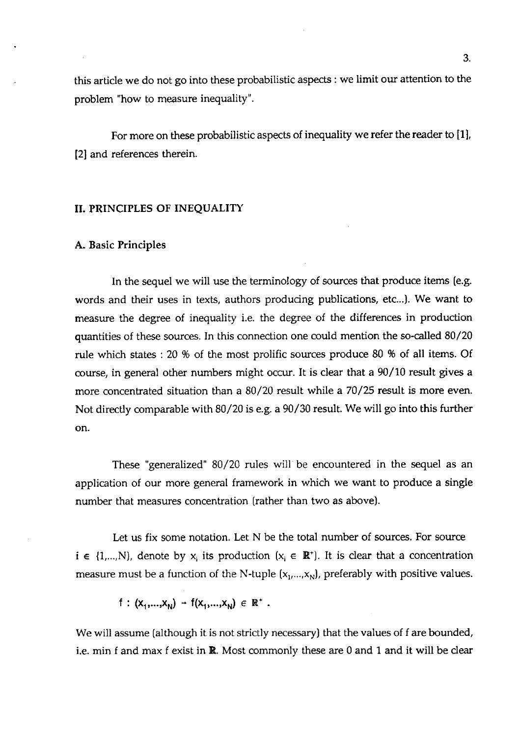this article we do not go into these probabilistic aspects : we limit our attention to the problem "how to measure inequality".

For more on these probabilistic aspects of inequality we refer the reader to [1], [2] and references therein.

## II. PRINCIPLES OF INEQUALITY

### A. Basic Principles

In the sequel we will use the terminology of sources that produce items (e.g. words and their uses in texts, authors producing publications, etc...). We want to measure the degree of inequality i.e. the degree of the differences in production quantities of these sources. In this connection one could mention the so-called 80/20 rule which states : 20 % of the most prolific sources produce 80 % of all items. Of course, in general other numbers might occur. It is clear that a 90/10 result gives a more concentrated situation than a 80/20 result while a 70/25 result is more even. Not directly comparable with 80/20 is e.g. a 90/30 result. We will go into this further on.

These "generalized" 80/20 rules will be encountered in the sequel as an application of our more general framework in which we want to produce a single number that measures concentration (rather than two as above).

Let us fix some notation. Let N be the total number of sources. For source $i \in \{1,...,N\}$, denote by $x_i$ its production ($x_i \in \mathbb{R}^+$). It is clear that a concentration measure must be a function of the N-tuple $(x_1,...,x_N)$, preferably with positive values.

$$f : (x_1,...,x_N) \rightarrow f(x_1,...,x_N) \in \mathbb{R}^+ .$$

We will assume (although it is not strictly necessary) that the values of f are bounded, i.e. min f and max f exist in $\mathbb{R}$. Most commonly these are 0 and 1 and it will be clear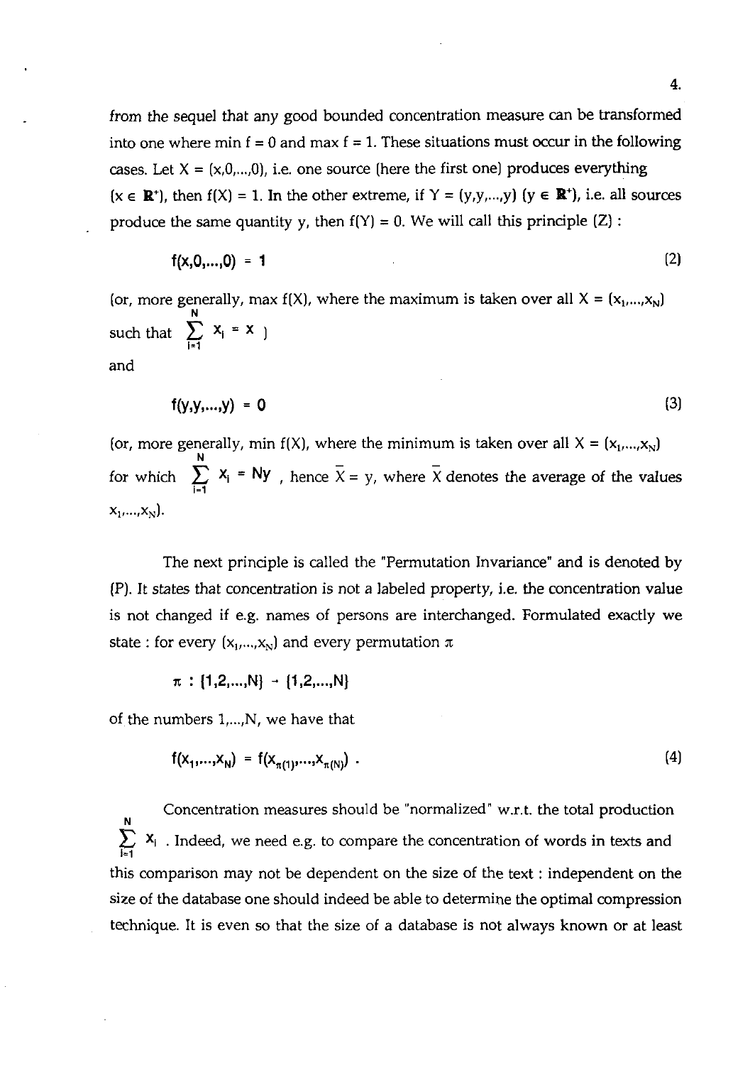from the sequel that any good bounded concentration measure can be transformed into one where min f = 0 and max f = 1. These situations must occur in the following cases. Let $X = (x,0,...,0)$, i.e. one source (here the first one) produces everything ($x \in \mathbb{R}^+$), then $f(X) = 1$. In the other extreme, if $Y = (y,y,...,y)$ ($y \in \mathbb{R}^+$), i.e. all sources produce the same quantity y, then $f(Y) = 0$. We will call this principle (Z) :

$$f(x,0,...,0) = 1 \tag{2}$$

(or, more generally, max f(X), where the maximum is taken over all $X = (x_1,...,x_N)$ such that $\sum_{i=1}^{N} x_i = x$ )

and

$$f(y,y,...,y) = 0 \tag{3}$$

(or, more generally, min f(X), where the minimum is taken over all $X = (x_1,...,x_N)$ for which $\sum_{i=1}^{N} x_i = Ny$ , hence $\bar{X} = y$, where $\bar{X}$ denotes the average of the values $x_1,...,x_N$).

The next principle is called the "Permutation Invariance" and is denoted by (P). It states that concentration is not a labeled property, i.e. the concentration value is not changed if e.g. names of persons are interchanged. Formulated exactly we state : for every $(x_1,...,x_N)$ and every permutation $\pi$

$$\pi : \{1,2,...,N\} \rightarrow \{1,2,...,N\}$$

of the numbers 1,...,N, we have that

$$f(x_1,...,x_N) = f(x_{\pi(1)},...,x_{\pi(N)}) . \tag{4}$$

Concentration measures should be "normalized" w.r.t. the total production $\sum_{i=1}^{N} x_i$ . Indeed, we need e.g. to compare the concentration of words in texts and this comparison may not be dependent on the size of the text : independent on the size of the database one should indeed be able to determine the optimal compression technique. It is even so that the size of a database is not always known or at least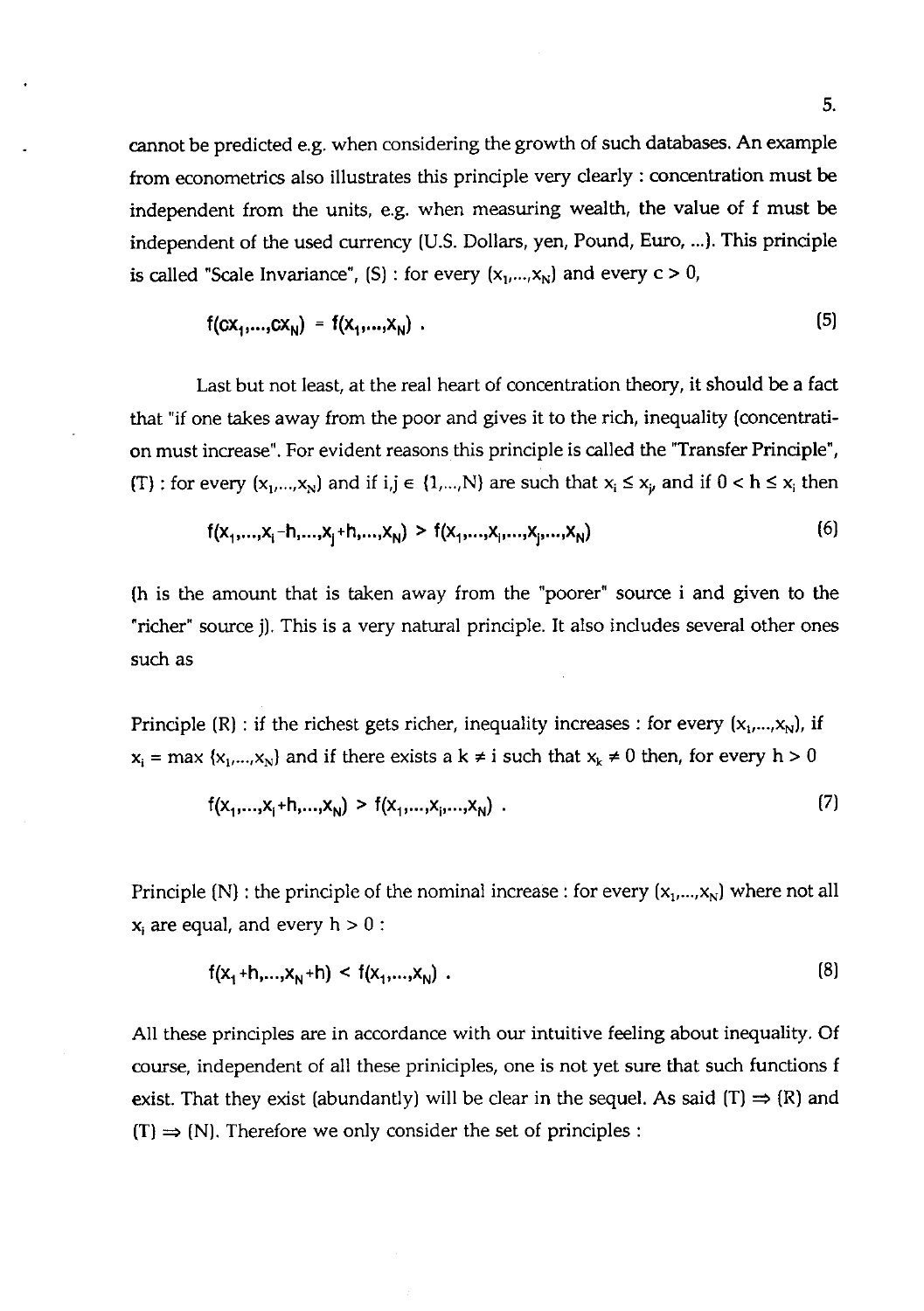cannot be predicted e.g. when considering the growth of such databases. An example from econometrics also illustrates this principle very clearly : concentration must be independent from the units, e.g. when measuring wealth, the value of f must be independent of the used currency (U.S. Dollars, yen, Pound, Euro, ...). This principle is called "Scale Invariance", (S) : for every $(x_1,...,x_N)$ and every $c > 0$,

$$f(cx_1,...,cx_N) = f(x_1,...,x_N) . \tag{5}$$

Last but not least, at the real heart of concentration theory, it should be a fact that "if one takes away from the poor and gives it to the rich, inequality (concentration must increase". For evident reasons this principle is called the "Transfer Principle", (T) : for every $(x_1,...,x_N)$ and if $i,j \in \{1,...,N\}$ are such that $x_i \leq x_j$, and if $0 < h \leq x_i$ then

$$f(x_1,...,x_i-h,...,x_j+h,...,x_N) > f(x_1,...,x_i,...,x_j,...,x_N) \tag{6}$$

(h is the amount that is taken away from the "poorer" source i and given to the "richer" source j). This is a very natural principle. It also includes several other ones such as

Principle (R) : if the richest gets richer, inequality increases : for every $(x_1,...,x_N)$, if $x_i = \max\{x_1,...,x_N\}$ and if there exists a $k \neq i$ such that $x_k \neq 0$ then, for every $h > 0$

$$f(x_1,...,x_i+h,...,x_N) > f(x_1,...,x_i,...,x_N) . \tag{7}$$

Principle (N) : the principle of the nominal increase : for every $(x_1,...,x_N)$ where not all $x_i$ are equal, and every $h > 0$ :

$$f(x_1+h,...,x_N+h) < f(x_1,...,x_N) . \tag{8}$$

All these principles are in accordance with our intuitive feeling about inequality. Of course, independent of all these priniciples, one is not yet sure that such functions f exist. That they exist (abundantly) will be clear in the sequel. As said (T) $\Rightarrow$ (R) and (T) $\Rightarrow$ (N). Therefore we only consider the set of principles :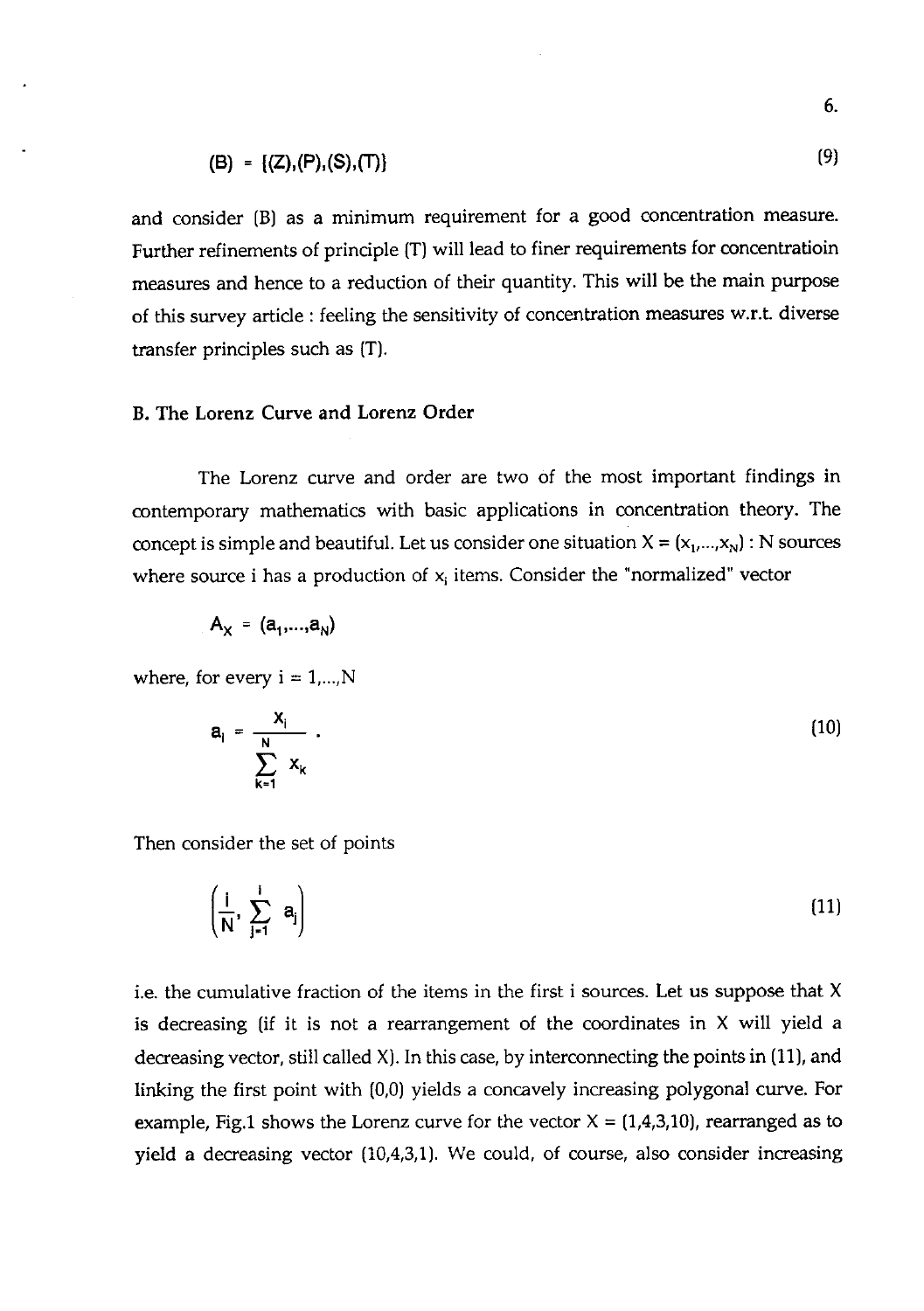$$(B) = \{(Z),(P),(S),(T)\} \tag{9}$$

and consider (B) as a minimum requirement for a good concentration measure. Further refinements of principle (T) will lead to finer requirements for concentratioin measures and hence to a reduction of their quantity. This will be the main purpose of this survey article : feeling the sensitivity of concentration measures w.r.t. diverse transfer principles such as (T).

## B. The Lorenz Curve and Lorenz Order

The Lorenz curve and order are two of the most important findings in contemporary mathematics with basic applications in concentration theory. The concept is simple and beautiful. Let us consider one situation $X = (x_1,...,x_N)$ : N sources where source i has a production of $x_i$ items. Consider the "normalized" vector

$$A_X = (a_1,...,a_N)$$

where, for every $i = 1,...,N$

$$a_i = \frac{x_i}{\sum_{k=1}^{N} x_k} . \tag{10}$$

Then consider the set of points

$$\left(\frac{i}{N}, \sum_{j=1}^{i} a_j\right) \tag{11}$$

i.e. the cumulative fraction of the items in the first i sources. Let us suppose that X is decreasing (if it is not a rearrangement of the coordinates in X will yield a decreasing vector, still called X). In this case, by interconnecting the points in (11), and linking the first point with (0,0) yields a concavely increasing polygonal curve. For example, Fig.1 shows the Lorenz curve for the vector X = (1,4,3,10), rearranged as to yield a decreasing vector (10,4,3,1). We could, of course, also consider increasing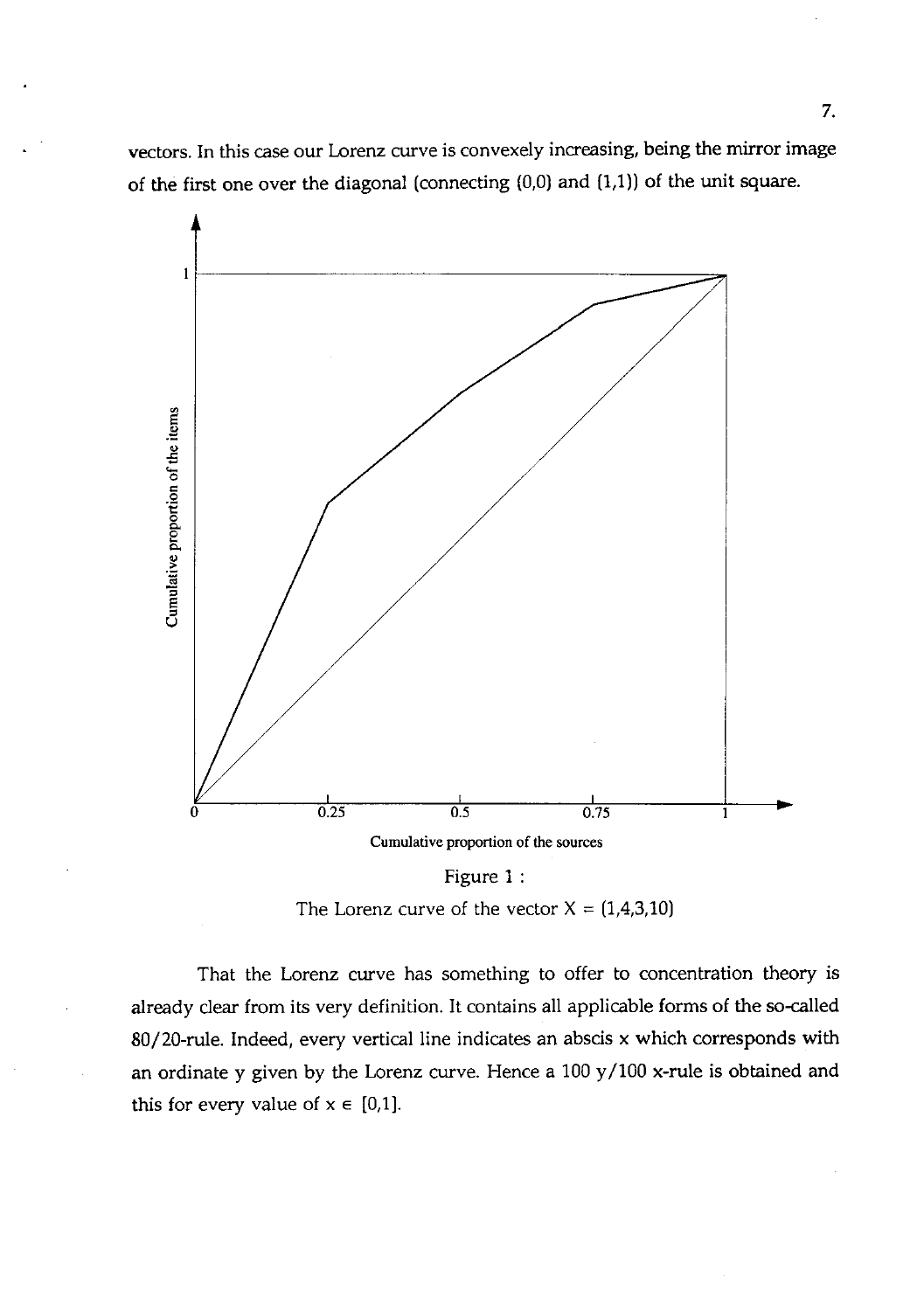vectors. In this case our Lorenz curve is convexely increasing, being the mirror image of the first one over the diagonal (connecting (0,0) and (1,1)) of the unit square.

Figure 1 :

The Lorenz curve of the vector X = (1,4,3,10)

That the Lorenz curve has something to offer to concentration theory is already clear from its very definition. It contains all applicable forms of the so-called 80/20-rule. Indeed, every vertical line indicates an abscis x which corresponds with an ordinate y given by the Lorenz curve. Hence a 100 y/100 x-rule is obtained and this for every value of $x \in [0,1]$.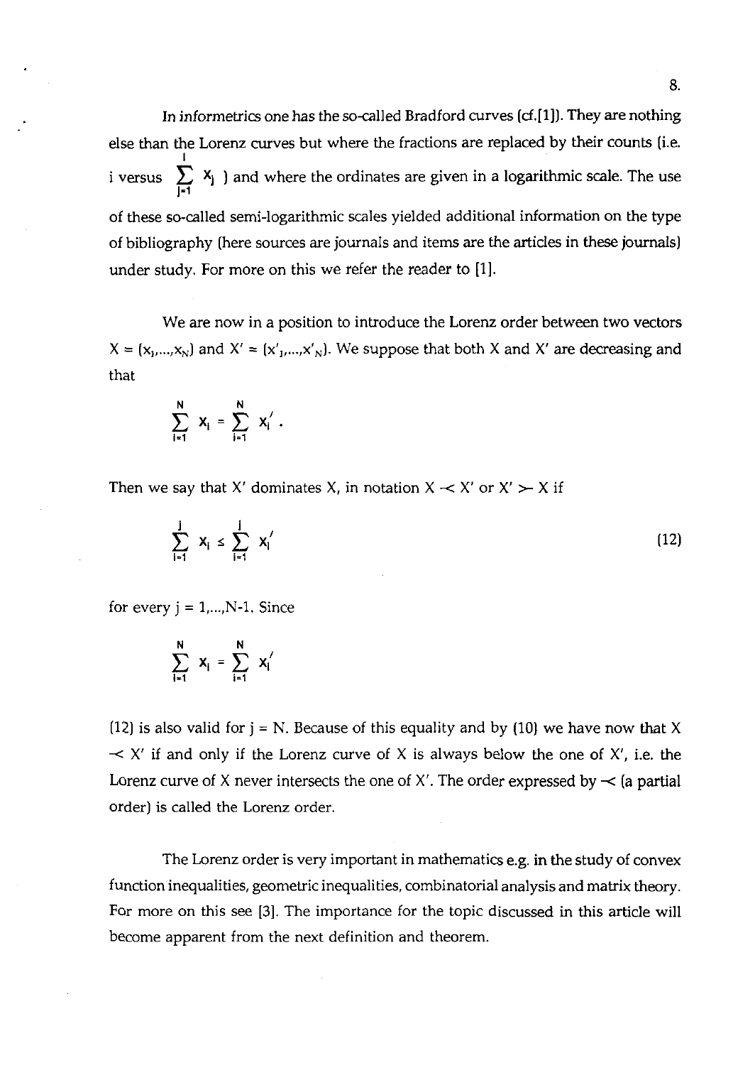In informetrics one has the so-called Bradford curves (cf.[1]). They are nothing else than the Lorenz curves but where the fractions are replaced by their counts (i.e. i versus $\sum_{j=1}^{i} x_j$ ) and where the ordinates are given in a logarithmic scale. The use of these so-called semi-logarithmic scales yielded additional information on the type of bibliography (here sources are journals and items are the articles in these journals) under study. For more on this we refer the reader to [1].

We are now in a position to introduce the Lorenz order between two vectors $X = (x_1,...,x_N)$ and $X' = (x'_1,...,x'_N)$. We suppose that both X and X' are decreasing and that

$$\sum_{i=1}^{N} x_i = \sum_{i=1}^{N} x_i' .$$

Then we say that X' dominates X, in notation $X \prec X'$ or $X' \succ X$ if

$$\sum_{i=1}^{j} x_i \leq \sum_{i=1}^{j} x_i' \tag{12}$$

for every $j = 1,...,N-1$. Since

$$\sum_{i=1}^{N} x_i = \sum_{i=1}^{N} x_i'$$

(12) is also valid for $j = N$. Because of this equality and by (10) we have now that $X \prec X'$ if and only if the Lorenz curve of X is always below the one of X', i.e. the Lorenz curve of X never intersects the one of X'. The order expressed by $\prec$ (a partial order) is called the Lorenz order.

The Lorenz order is very important in mathematics e.g. in the study of convex function inequalities, geometric inequalities, combinatorial analysis and matrix theory. For more on this see [3]. The importance for the topic discussed in this article will become apparent from the next definition and theorem.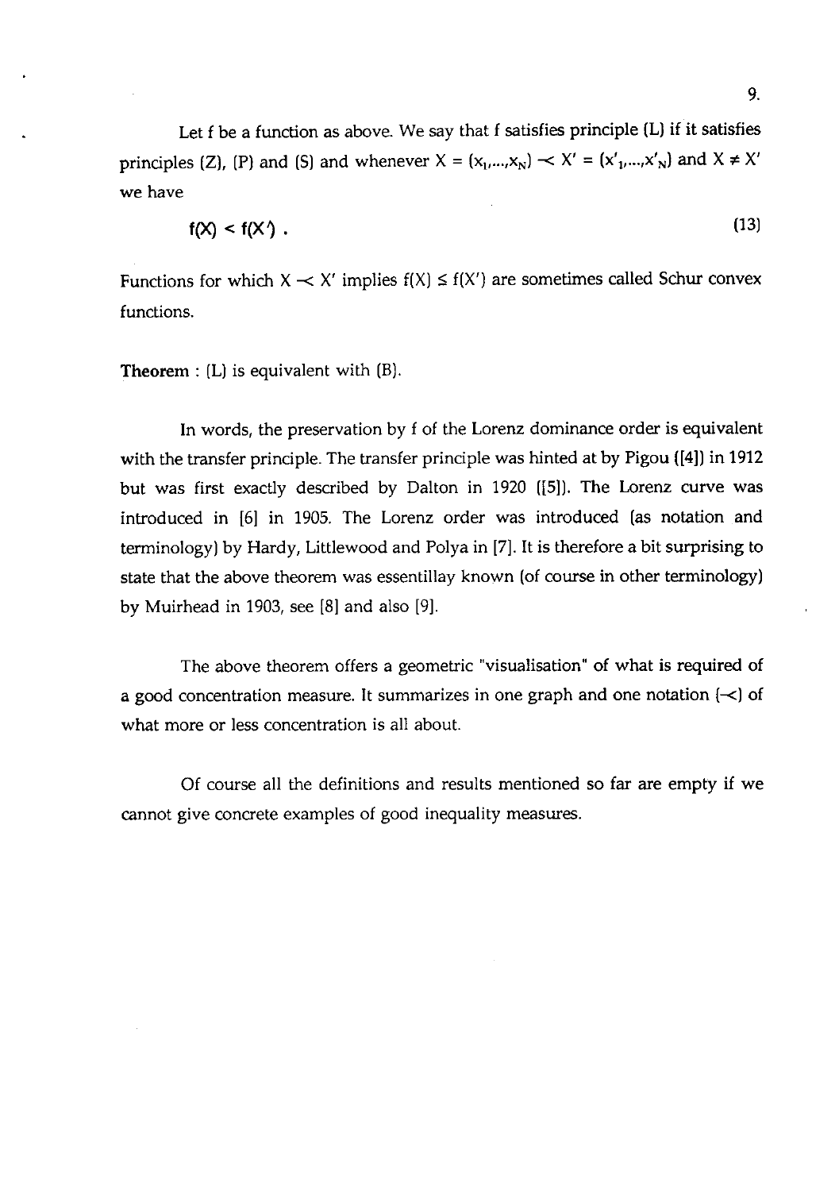Let f be a function as above. We say that f satisfies principle (L) if it satisfies principles (Z), (P) and (S) and whenever $X = (x_1,...,x_N) \prec X' = (x'_1,...,x'_N)$ and $X \neq X'$ we have

$$f(X) < f(X') . \tag{13}$$

Functions for which $X \prec X'$ implies $f(X) \leq f(X')$ are sometimes called Schur convex functions.

**Theorem** : (L) is equivalent with (B).

In words, the preservation by f of the Lorenz dominance order is equivalent with the transfer principle. The transfer principle was hinted at by Pigou ([4]) in 1912 but was first exactly described by Dalton in 1920 ([5]). The Lorenz curve was introduced in [6] in 1905. The Lorenz order was introduced (as notation and terminology) by Hardy, Littlewood and Polya in [7]. It is therefore a bit surprising to state that the above theorem was essentillay known (of course in other terminology) by Muirhead in 1903, see [8] and also [9].

The above theorem offers a geometric "visualisation" of what is required of a good concentration measure. It summarizes in one graph and one notation ($\prec$) of what more or less concentration is all about.

Of course all the definitions and results mentioned so far are empty if we cannot give concrete examples of good inequality measures.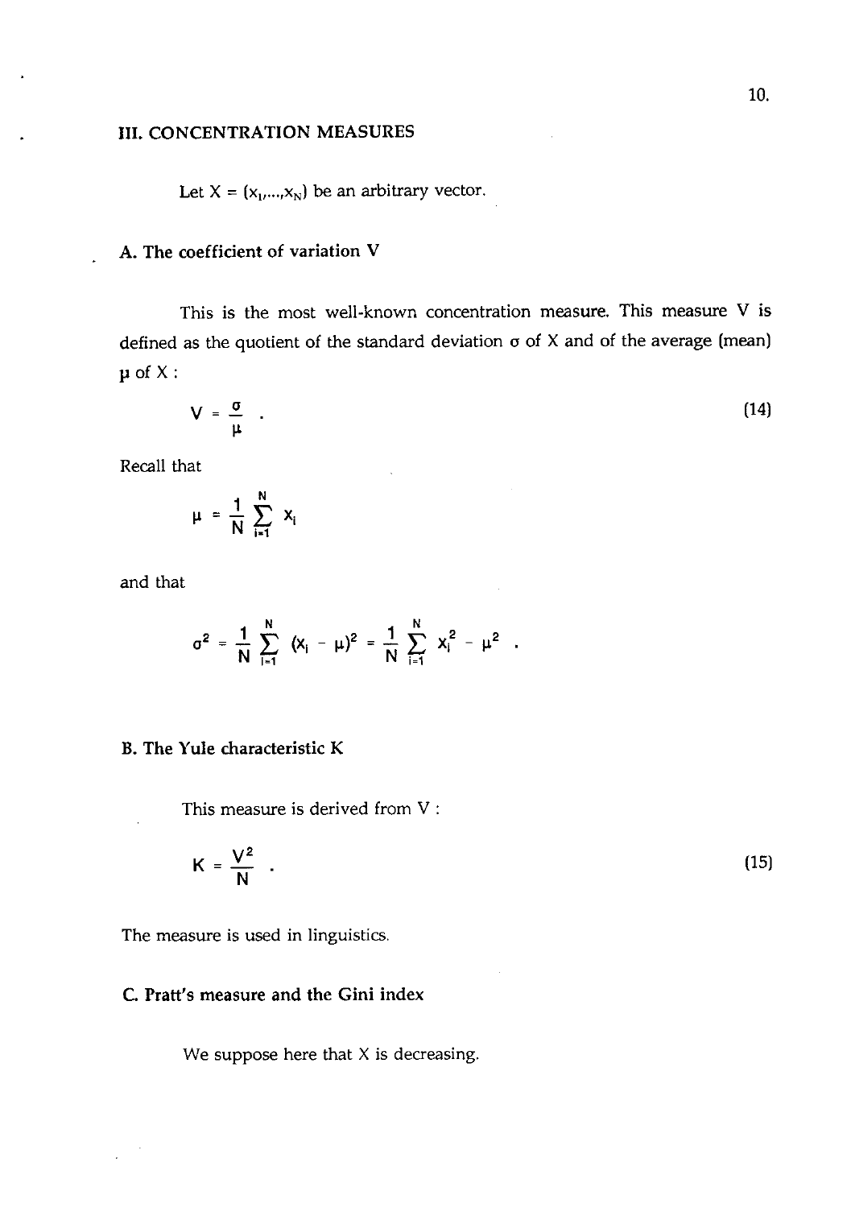## III. CONCENTRATION MEASURES

Let $X = (x_1,...,x_N)$ be an arbitrary vector.

### A. The coefficient of variation V

This is the most well-known concentration measure. This measure V is defined as the quotient of the standard deviation $\sigma$ of X and of the average (mean) $\mu$ of X :

$$V = \frac{\sigma}{\mu} \ . \tag{14}$$

Recall that

$$\mu = \frac{1}{N} \sum_{i=1}^{N} x_i$$

and that

$$\sigma^2 = \frac{1}{N} \sum_{i=1}^{N} (x_i - \mu)^2 = \frac{1}{N} \sum_{i=1}^{N} x_i^2 - \mu^2 \ .$$

### B. The Yule characteristic K

This measure is derived from V :

$$K = \frac{V^2}{N} \ . \tag{15}$$

The measure is used in linguistics.

### C. Pratt's measure and the Gini index

We suppose here that X is decreasing.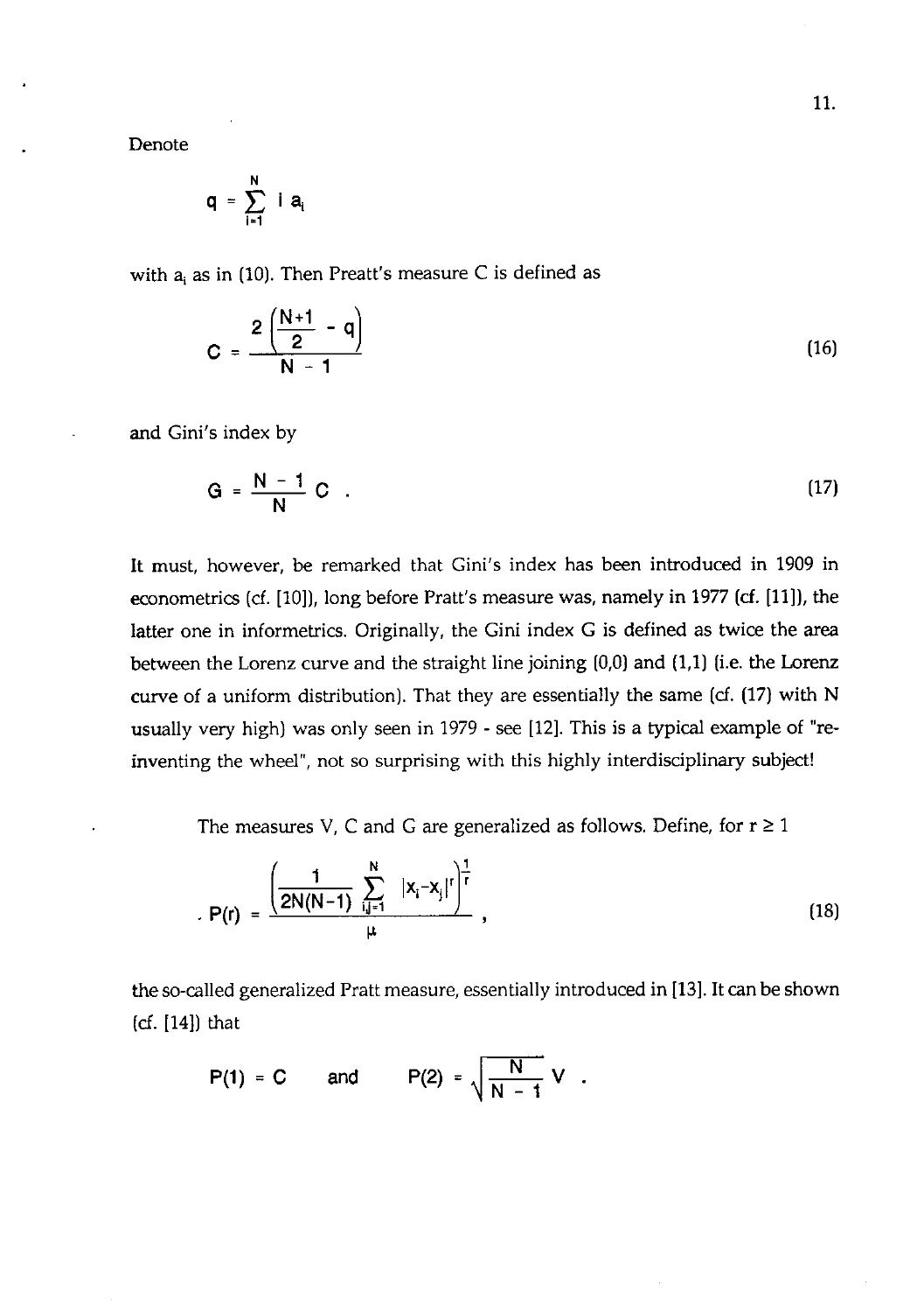Denote

$$q = \sum_{i=1}^{N} i\, a_i$$

with $a_i$ as in (10). Then Preatt's measure C is defined as

$$C = \frac{2\left(\frac{N+1}{2} - q\right)}{N - 1} \tag{16}$$

and Gini's index by

$$G = \frac{N-1}{N} C \ . \tag{17}$$

It must, however, be remarked that Gini's index has been introduced in 1909 in econometrics (cf. [10]), long before Pratt's measure was, namely in 1977 (cf. [11]), the latter one in informetrics. Originally, the Gini index G is defined as twice the area between the Lorenz curve and the straight line joining (0,0) and (1,1) (i.e. the Lorenz curve of a uniform distribution). That they are essentially the same (cf. (17) with N usually very high) was only seen in 1979 - see [12]. This is a typical example of "re-inventing the wheel", not so surprising with this highly interdisciplinary subject!

The measures V, C and G are generalized as follows. Define, for $r \geq 1$

$$P(r) = \frac{\left(\frac{1}{2N(N-1)} \sum_{i,j=1}^{N} |x_i - x_j|^r\right)^{\frac{1}{r}}}{\mu} \ , \tag{18}$$

the so-called generalized Pratt measure, essentially introduced in [13]. It can be shown (cf. [14]) that

$$P(1) = C \qquad \text{and} \qquad P(2) = \sqrt{\frac{N}{N-1}}\, V \ .$$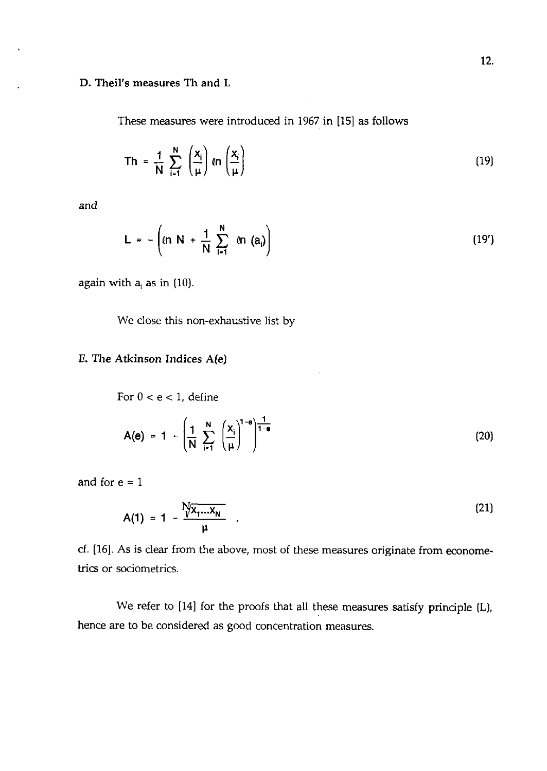### D. Theil's measures Th and L

These measures were introduced in 1967 in [15] as follows

$$\text{Th} = \frac{1}{N} \sum_{i=1}^{N} \left(\frac{x_i}{\mu}\right) \ln\left(\frac{x_i}{\mu}\right) \tag{19}$$

and

$$L = -\left(\ln N + \frac{1}{N} \sum_{i=1}^{N} \ln (a_i)\right) \tag{19'}$$

again with $a_i$ as in (10).

We close this non-exhaustive list by

### E. The Atkinson Indices A(e)

For $0 < e < 1$, define

$$A(e) = 1 - \left(\frac{1}{N} \sum_{i=1}^{N} \left(\frac{x_i}{\mu}\right)^{1-e}\right)^{\frac{1}{1-e}} \tag{20}$$

and for $e = 1$

$$A(1) = 1 - \frac{\sqrt[N]{x_1 \ldots x_N}}{\mu} \quad . \tag{21}$$

cf. [16]. As is clear from the above, most of these measures originate from econometrics or sociometrics.

We refer to [14] for the proofs that all these measures satisfy principle (L), hence are to be considered as good concentration measures.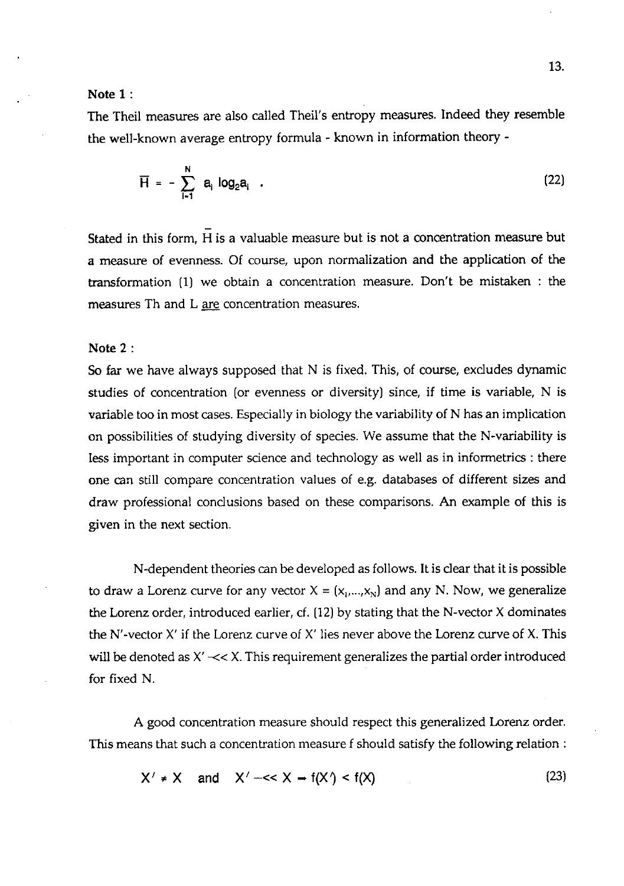**Note 1 :**

The Theil measures are also called Theil's entropy measures. Indeed they resemble the well-known average entropy formula - known in information theory -

$$\overline{H} = - \sum_{i=1}^{N} a_i \log_2 a_i \quad . \tag{22}$$

Stated in this form, $\overline{H}$ is a valuable measure but is not a concentration measure but a measure of evenness. Of course, upon normalization and the application of the transformation (1) we obtain a concentration measure. Don't be mistaken : the measures Th and L <u>are</u> concentration measures.

**Note 2 :**

So far we have always supposed that N is fixed. This, of course, excludes dynamic studies of concentration (or evenness or diversity) since, if time is variable, N is variable too in most cases. Especially in biology the variability of N has an implication on possibilities of studying diversity of species. We assume that the N-variability is less important in computer science and technology as well as in informetrics : there one can still compare concentration values of e.g. databases of different sizes and draw professional conclusions based on these comparisons. An example of this is given in the next section.

N-dependent theories can be developed as follows. It is clear that it is possible to draw a Lorenz curve for any vector $X = (x_1,...,x_N)$ and any N. Now, we generalize the Lorenz order, introduced earlier, cf. (12) by stating that the N-vector X dominates the N'-vector X' if the Lorenz curve of X' lies never above the Lorenz curve of X. This will be denoted as $X' \prec\!\!< X$. This requirement generalizes the partial order introduced for fixed N.

A good concentration measure should respect this generalized Lorenz order. This means that such a concentration measure f should satisfy the following relation :

$$X' \neq X \quad \text{and} \quad X' \prec\!\!< X \Rightarrow f(X') < f(X) \tag{23}$$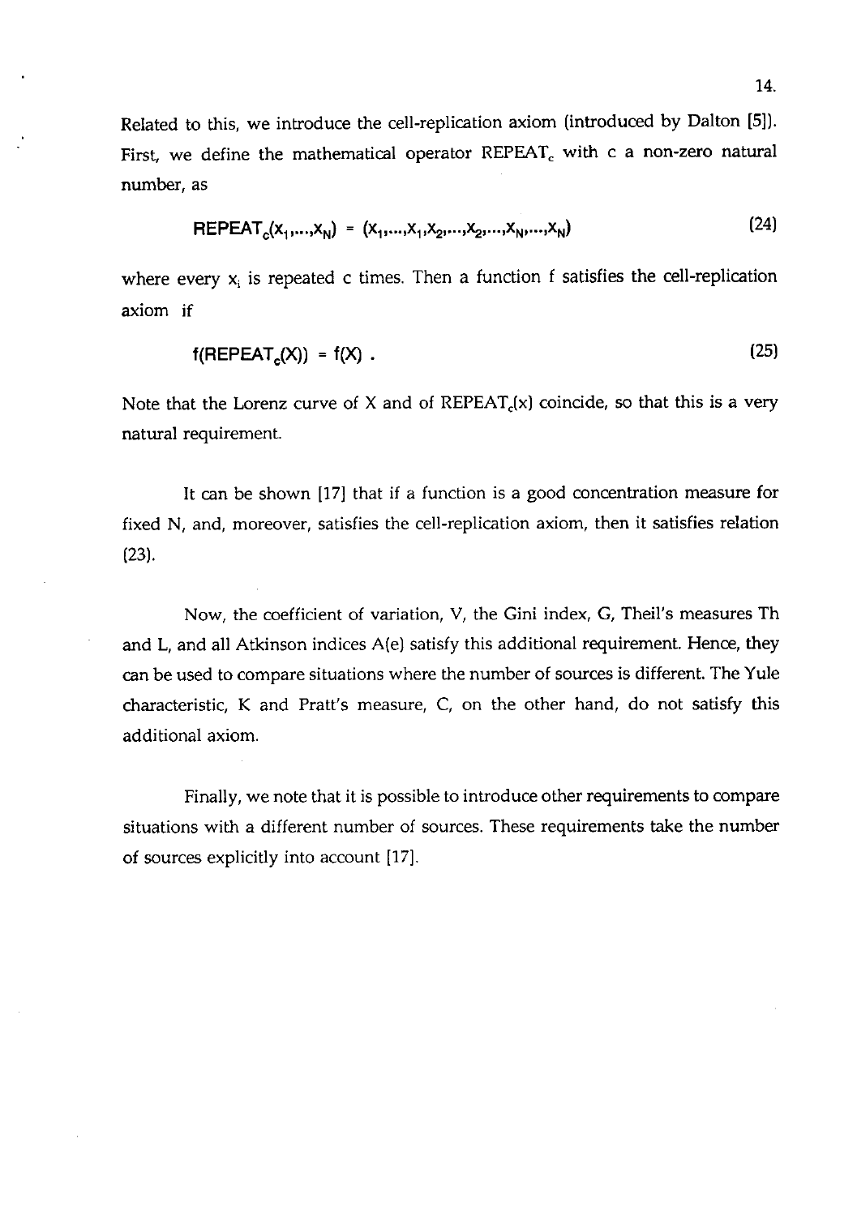Related to this, we introduce the cell-replication axiom (introduced by Dalton [5]). First, we define the mathematical operator $\mathrm{REPEAT}_c$ with c a non-zero natural number, as

$$\mathrm{REPEAT}_c(x_1,\ldots,x_N) = (x_1,\ldots,x_1,x_2,\ldots,x_2,\ldots,x_N,\ldots,x_N) \tag{24}$$

where every $x_i$ is repeated c times. Then a function f satisfies the cell-replication axiom if

$$f(\mathrm{REPEAT}_c(X)) = f(X) \ . \tag{25}$$

Note that the Lorenz curve of X and of $\mathrm{REPEAT}_c(x)$ coincide, so that this is a very natural requirement.

It can be shown [17] that if a function is a good concentration measure for fixed N, and, moreover, satisfies the cell-replication axiom, then it satisfies relation (23).

Now, the coefficient of variation, V, the Gini index, G, Theil's measures Th and L, and all Atkinson indices A(e) satisfy this additional requirement. Hence, they can be used to compare situations where the number of sources is different. The Yule characteristic, K and Pratt's measure, C, on the other hand, do not satisfy this additional axiom.

Finally, we note that it is possible to introduce other requirements to compare situations with a different number of sources. These requirements take the number of sources explicitly into account [17].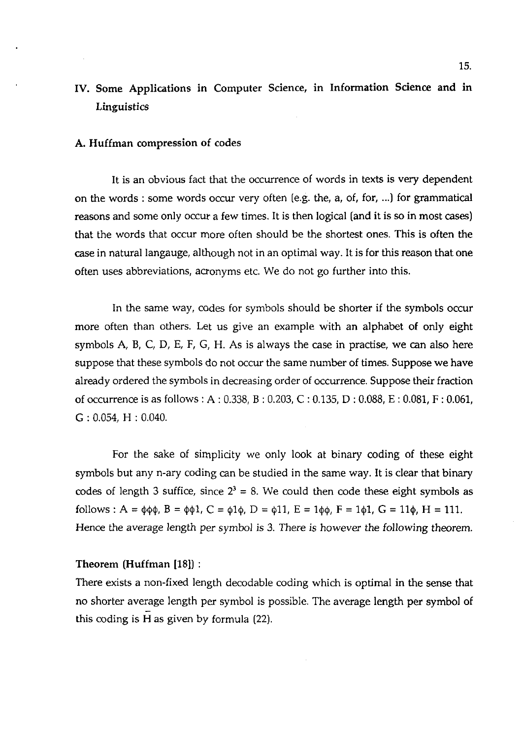## IV. Some Applications in Computer Science, in Information Science and in Linguistics

### A. Huffman compression of codes

It is an obvious fact that the occurrence of words in texts is very dependent on the words : some words occur very often (e.g. the, a, of, for, ...) for grammatical reasons and some only occur a few times. It is then logical (and it is so in most cases) that the words that occur more often should be the shortest ones. This is often the case in natural langauge, although not in an optimal way. It is for this reason that one often uses abbreviations, acronyms etc. We do not go further into this.

In the same way, codes for symbols should be shorter if the symbols occur more often than others. Let us give an example with an alphabet of only eight symbols A, B, C, D, E, F, G, H. As is always the case in practise, we can also here suppose that these symbols do not occur the same number of times. Suppose we have already ordered the symbols in decreasing order of occurrence. Suppose their fraction of occurrence is as follows : A : 0.338, B : 0.203, C : 0.135, D : 0.088, E : 0.081, F : 0.061, G : 0.054, H : 0.040.

For the sake of simplicity we only look at binary coding of these eight symbols but any n-ary coding can be studied in the same way. It is clear that binary codes of length 3 suffice, since $2^3 = 8$. We could then code these eight symbols as follows : A = $\phi\phi\phi$, B = $\phi\phi 1$, C = $\phi 1 \phi$, D = $\phi 11$, E = $1\phi\phi$, F = $1\phi 1$, G = $11\phi$, H = 111. Hence the average length per symbol is 3. There is however the following theorem.

**Theorem (Huffman [18]) :**
There exists a non-fixed length decodable coding which is optimal in the sense that no shorter average length per symbol is possible. The average length per symbol of this coding is $\bar{H}$ as given by formula (22).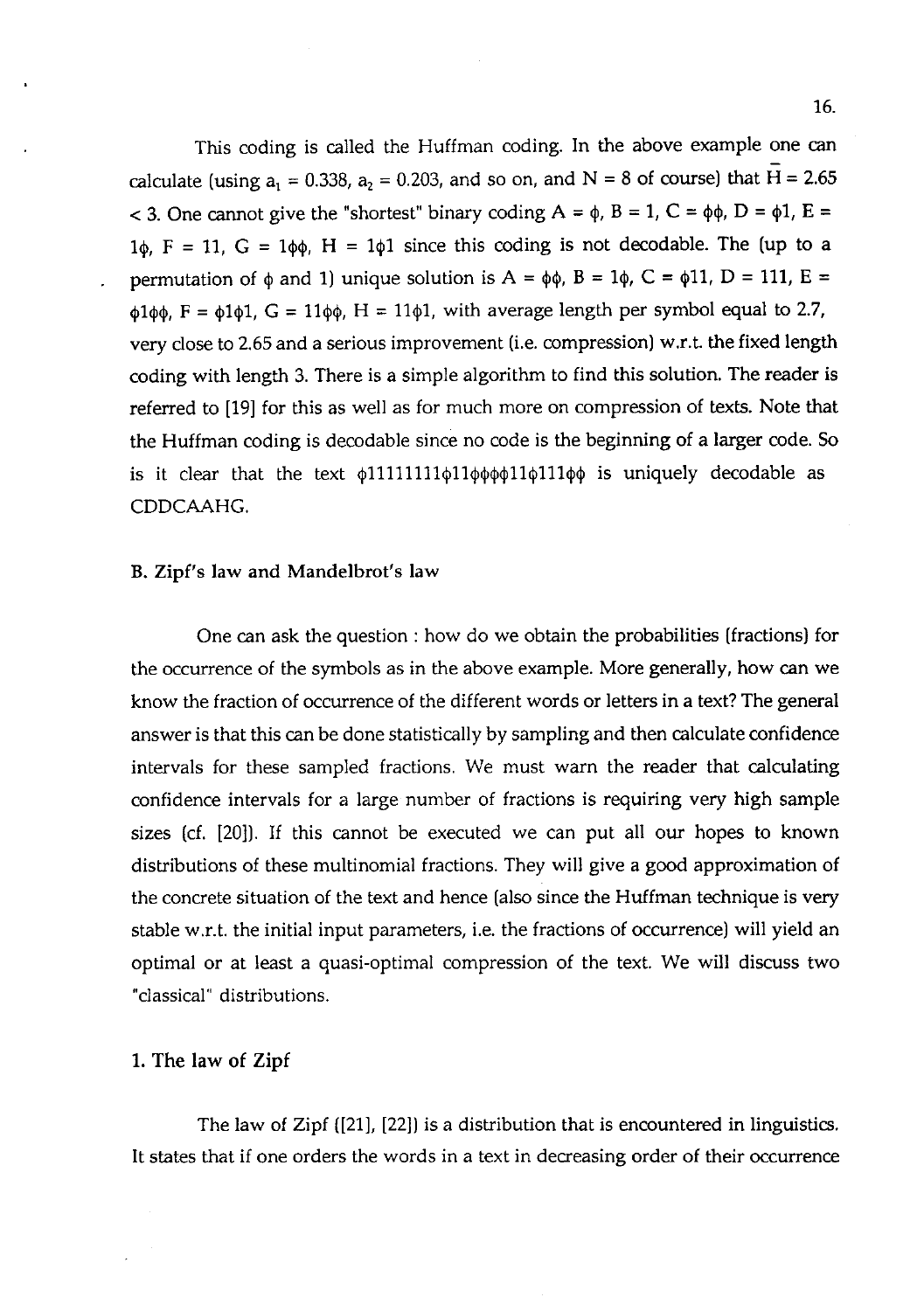This coding is called the Huffman coding. In the above example one can calculate (using $a_1 = 0.338$, $a_2 = 0.203$, and so on, and $N = 8$ of course) that $\bar{H} = 2.65 < 3$. One cannot give the "shortest" binary coding A = $\phi$, B = 1, C = $\phi\phi$, D = $\phi$1, E = 1$\phi$, F = 11, G = 1$\phi\phi$, H = 1$\phi$1 since this coding is not decodable. The (up to a permutation of $\phi$ and 1) unique solution is A = $\phi\phi$, B = 1$\phi$, C = $\phi$11, D = 111, E = $\phi$1$\phi\phi$, F = $\phi$1$\phi$1, G = 11$\phi\phi$, H = 11$\phi$1, with average length per symbol equal to 2.7, very close to 2.65 and a serious improvement (i.e. compression) w.r.t. the fixed length coding with length 3. There is a simple algorithm to find this solution. The reader is referred to [19] for this as well as for much more on compression of texts. Note that the Huffman coding is decodable since no code is the beginning of a larger code. So is it clear that the text $\phi$11111111$\phi$11$\phi\phi\phi\phi$11$\phi$111$\phi\phi$ is uniquely decodable as CDDCAAHG.

## B. Zipf's law and Mandelbrot's law

One can ask the question : how do we obtain the probabilities (fractions) for the occurrence of the symbols as in the above example. More generally, how can we know the fraction of occurrence of the different words or letters in a text? The general answer is that this can be done statistically by sampling and then calculate confidence intervals for these sampled fractions. We must warn the reader that calculating confidence intervals for a large number of fractions is requiring very high sample sizes (cf. [20]). If this cannot be executed we can put all our hopes to known distributions of these multinomial fractions. They will give a good approximation of the concrete situation of the text and hence (also since the Huffman technique is very stable w.r.t. the initial input parameters, i.e. the fractions of occurrence) will yield an optimal or at least a quasi-optimal compression of the text. We will discuss two "classical" distributions.

### 1. The law of Zipf

The law of Zipf ([21], [22]) is a distribution that is encountered in linguistics. It states that if one orders the words in a text in decreasing order of their occurrence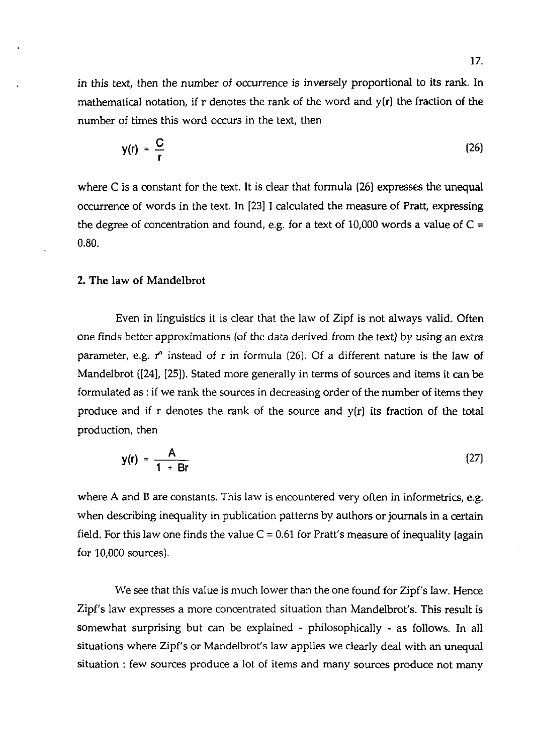in this text, then the number of occurrence is inversely proportional to its rank. In mathematical notation, if r denotes the rank of the word and y(r) the fraction of the number of times this word occurs in the text, then

$$y(r) = \frac{C}{r} \tag{26}$$

where C is a constant for the text. It is clear that formula (26) expresses the unequal occurrence of words in the text. In [23] I calculated the measure of Pratt, expressing the degree of concentration and found, e.g. for a text of 10,000 words a value of C = 0.80.

## 2. The law of Mandelbrot

Even in linguistics it is clear that the law of Zipf is not always valid. Often one finds better approximations (of the data derived from the text) by using an extra parameter, e.g. $r^{\alpha}$ instead of r in formula (26). Of a different nature is the law of Mandelbrot ([24], [25]). Stated more generally in terms of sources and items it can be formulated as : if we rank the sources in decreasing order of the number of items they produce and if r denotes the rank of the source and y(r) its fraction of the total production, then

$$y(r) = \frac{A}{1 + Br} \tag{27}$$

where A and B are constants. This law is encountered very often in informetrics, e.g. when describing inequality in publication patterns by authors or journals in a certain field. For this law one finds the value C = 0.61 for Pratt's measure of inequality (again for 10,000 sources).

We see that this value is much lower than the one found for Zipf's law. Hence Zipf's law expresses a more concentrated situation than Mandelbrot's. This result is somewhat surprising but can be explained - philosophically - as follows. In all situations where Zipf's or Mandelbrot's law applies we clearly deal with an unequal situation : few sources produce a lot of items and many sources produce not many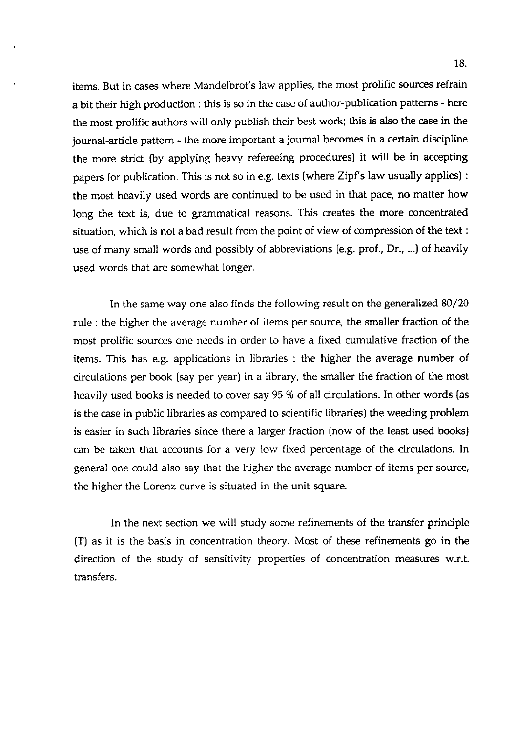items. But in cases where Mandelbrot's law applies, the most prolific sources refrain a bit their high production : this is so in the case of author-publication patterns - here the most prolific authors will only publish their best work; this is also the case in the journal-article pattern - the more important a journal becomes in a certain discipline the more strict (by applying heavy refereeing procedures) it will be in accepting papers for publication. This is not so in e.g. texts (where Zipf's law usually applies) : the most heavily used words are continued to be used in that pace, no matter how long the text is, due to grammatical reasons. This creates the more concentrated situation, which is not a bad result from the point of view of compression of the text : use of many small words and possibly of abbreviations (e.g. prof., Dr., ...) of heavily used words that are somewhat longer.

In the same way one also finds the following result on the generalized 80/20 rule : the higher the average number of items per source, the smaller fraction of the most prolific sources one needs in order to have a fixed cumulative fraction of the items. This has e.g. applications in libraries : the higher the average number of circulations per book (say per year) in a library, the smaller the fraction of the most heavily used books is needed to cover say 95 % of all circulations. In other words (as is the case in public libraries as compared to scientific libraries) the weeding problem is easier in such libraries since there a larger fraction (now of the least used books) can be taken that accounts for a very low fixed percentage of the circulations. In general one could also say that the higher the average number of items per source, the higher the Lorenz curve is situated in the unit square.

In the next section we will study some refinements of the transfer principle (T) as it is the basis in concentration theory. Most of these refinements go in the direction of the study of sensitivity properties of concentration measures w.r.t. transfers.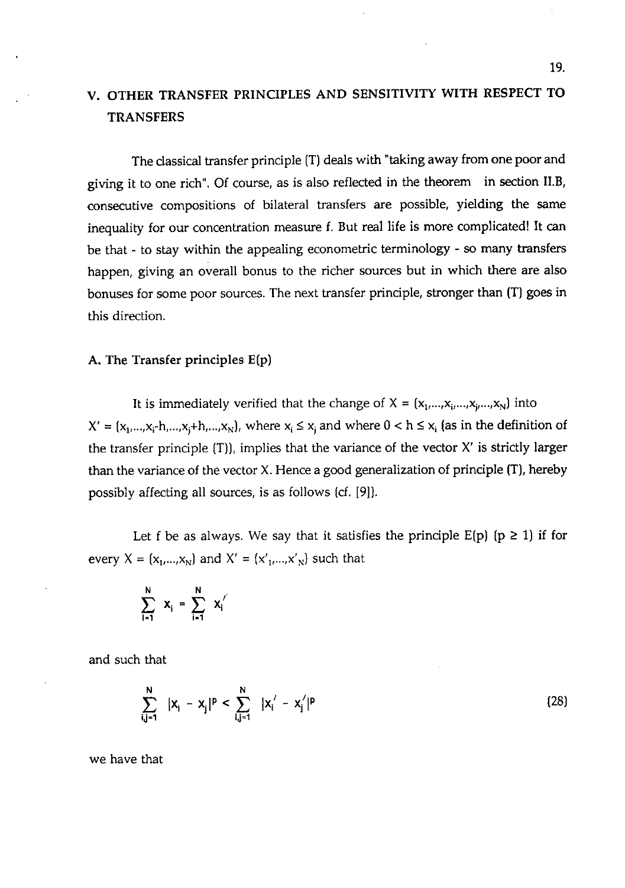# V. OTHER TRANSFER PRINCIPLES AND SENSITIVITY WITH RESPECT TO TRANSFERS

The classical transfer principle (T) deals with "taking away from one poor and giving it to one rich". Of course, as is also reflected in the theorem in section II.B, consecutive compositions of bilateral transfers are possible, yielding the same inequality for our concentration measure f. But real life is more complicated! It can be that - to stay within the appealing econometric terminology - so many transfers happen, giving an overall bonus to the richer sources but in which there are also bonuses for some poor sources. The next transfer principle, stronger than (T) goes in this direction.

## A. The Transfer principles E(p)

It is immediately verified that the change of $X = (x_1,...,x_i,...,x_j,...,x_N)$ into $X' = (x_1,...,x_i-h,...,x_j+h,...,x_N)$, where $x_i \leq x_j$ and where $0 < h \leq x_i$ (as in the definition of the transfer principle (T)), implies that the variance of the vector X' is strictly larger than the variance of the vector X. Hence a good generalization of principle (T), hereby possibly affecting all sources, is as follows (cf. [9]).

Let f be as always. We say that it satisfies the principle E(p) ($p \geq 1$) if for every $X = (x_1,...,x_N)$ and $X' = (x'_1,...,x'_N)$ such that

$$\sum_{i=1}^{N} x_i = \sum_{i=1}^{N} x_i'$$

and such that

$$\sum_{i,j=1}^{N} |x_i - x_j|^p < \sum_{i,j=1}^{N} |x_i' - x_j'|^p \tag{28}$$

we have that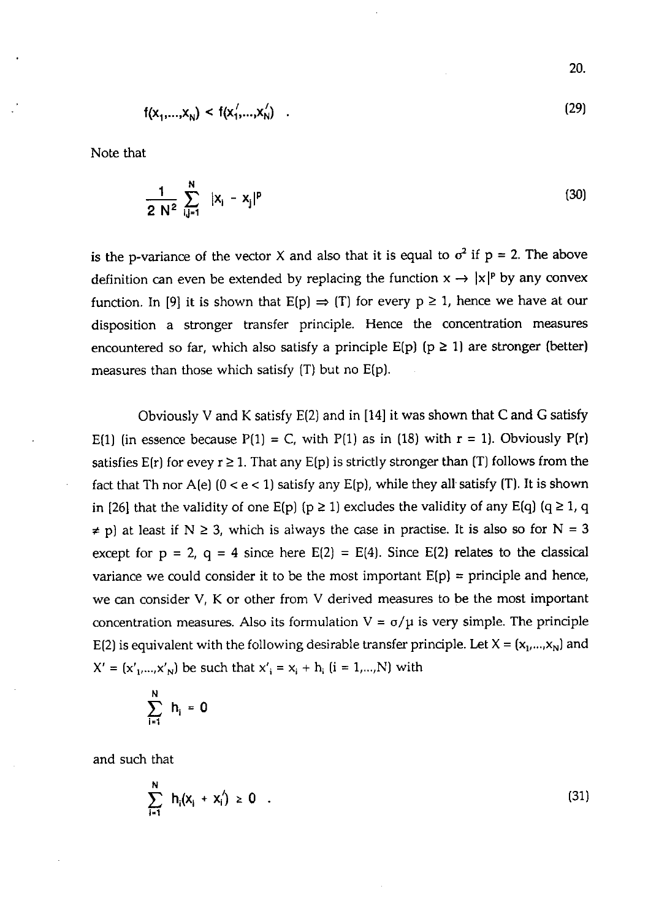$$f(x_1,...,x_N) < f(x_1',...,x_N') \quad . \tag{29}$$

Note that

$$\frac{1}{2\,N^2} \sum_{i,j=1}^{N} |x_i - x_j|^p \tag{30}$$

is the p-variance of the vector X and also that it is equal to $\sigma^2$ if p = 2. The above definition can even be extended by replacing the function $x \rightarrow |x|^p$ by any convex function. In [9] it is shown that E(p) $\Rightarrow$ (T) for every $p \geq 1$, hence we have at our disposition a stronger transfer principle. Hence the concentration measures encountered so far, which also satisfy a principle E(p) ($p \geq 1$) are stronger (better) measures than those which satisfy (T) but no E(p).

Obviously V and K satisfy E(2) and in [14] it was shown that C and G satisfy E(1) (in essence because P(1) = C, with P(1) as in (18) with r = 1). Obviously P(r) satisfies E(r) for evey $r \geq 1$. That any E(p) is strictly stronger than (T) follows from the fact that Th nor A(e) (0 < e < 1) satisfy any E(p), while they all satisfy (T). It is shown in [26] that the validity of one E(p) ($p \geq 1$) excludes the validity of any E(q) ($q \geq 1$, $q \neq p$) at least if $N \geq 3$, which is always the case in practise. It is also so for N = 3 except for p = 2, q = 4 since here E(2) = E(4). Since E(2) relates to the classical variance we could consider it to be the most important E(p) = principle and hence, we can consider V, K or other from V derived measures to be the most important concentration measures. Also its formulation $V = \sigma/\mu$ is very simple. The principle E(2) is equivalent with the following desirable transfer principle. Let $X = (x_1,...,x_N)$ and $X' = (x'_1,...,x'_N)$ be such that $x'_i = x_i + h_i$ ($i = 1,...,N$) with

$$\sum_{i=1}^{N} h_i = 0$$

and such that

$$\sum_{i=1}^{N} h_i(x_i + x_i') \geq 0 \quad . \tag{31}$$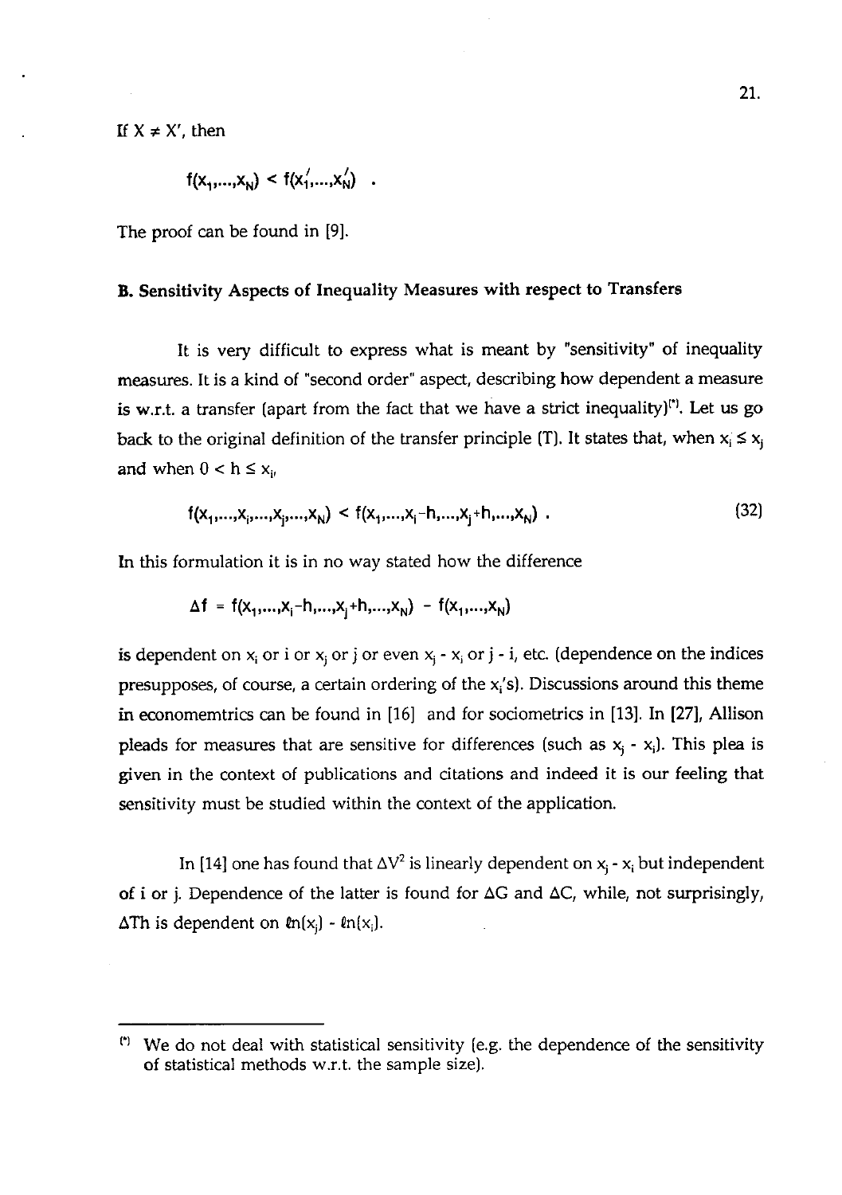If $X \neq X'$, then

$$f(x_1,...,x_N) < f(x_1',...,x_N') \quad .$$

The proof can be found in [9].

### B. Sensitivity Aspects of Inequality Measures with respect to Transfers

It is very difficult to express what is meant by "sensitivity" of inequality measures. It is a kind of "second order" aspect, describing how dependent a measure is w.r.t. a transfer (apart from the fact that we have a strict inequality)[*]. Let us go back to the original definition of the transfer principle (T). It states that, when $x_i \leq x_j$ and when $0 < h \leq x_i$,

$$f(x_1,...,x_i,...,x_j,...,x_N) < f(x_1,...,x_i-h,...,x_j+h,...,x_N) \quad . \tag{32}$$

In this formulation it is in no way stated how the difference

$$\Delta f = f(x_1,...,x_i-h,...,x_j+h,...,x_N) - f(x_1,...,x_N)$$

is dependent on $x_i$ or i or $x_j$ or j or even $x_j - x_i$ or j - i, etc. (dependence on the indices presupposes, of course, a certain ordering of the $x_i$'s). Discussions around this theme in economemtrics can be found in [16] and for sociometrics in [13]. In [27], Allison pleads for measures that are sensitive for differences (such as $x_j - x_i$). This plea is given in the context of publications and citations and indeed it is our feeling that sensitivity must be studied within the context of the application.

In [14] one has found that $\Delta V^2$ is linearly dependent on $x_j - x_i$ but independent of i or j. Dependence of the latter is found for $\Delta G$ and $\Delta C$, while, not surprisingly, $\Delta Th$ is dependent on $\ell n(x_j) - \ell n(x_i)$.

---

[*] We do not deal with statistical sensitivity (e.g. the dependence of the sensitivity of statistical methods w.r.t. the sample size).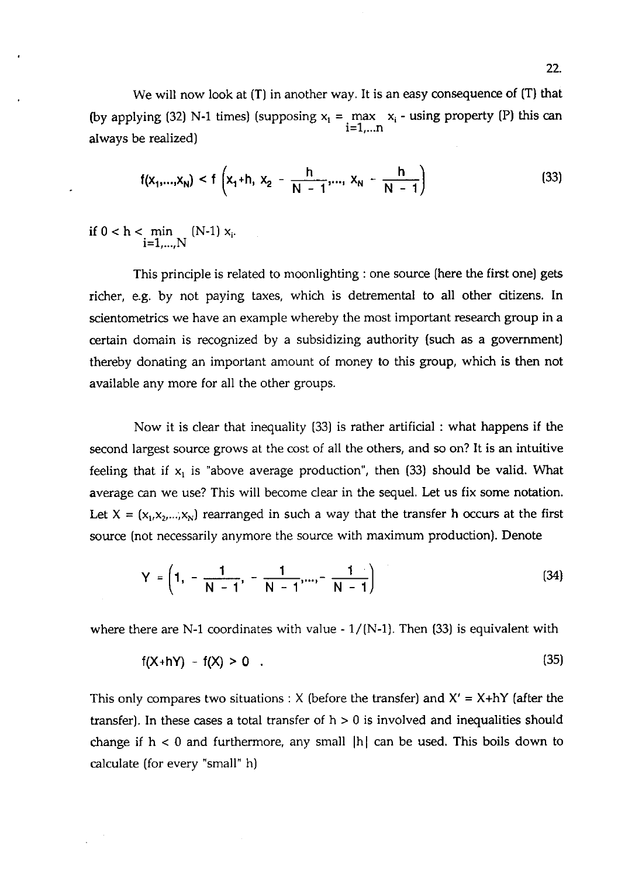We will now look at (T) in another way. It is an easy consequence of (T) that (by applying (32) N-1 times) (supposing $x_1 = \max_{i=1,\ldots n} x_i$ - using property (P) this can always be realized)

$$f(x_1,\ldots,x_N) < f\left(x_1+h,\ x_2 - \frac{h}{N-1},\ldots,\ x_N - \frac{h}{N-1}\right) \tag{33}$$

if $0 < h < \min_{i=1,\ldots,N} (N-1)\, x_i$.

This principle is related to moonlighting : one source (here the first one) gets richer, e.g. by not paying taxes, which is detremental to all other citizens. In scientometrics we have an example whereby the most important research group in a certain domain is recognized by a subsidizing authority (such as a government) thereby donating an important amount of money to this group, which is then not available any more for all the other groups.

Now it is clear that inequality (33) is rather artificial : what happens if the second largest source grows at the cost of all the others, and so on? It is an intuitive feeling that if $x_1$ is "above average production", then (33) should be valid. What average can we use? This will become clear in the sequel. Let us fix some notation. Let $X = (x_1,x_2,\ldots,x_N)$ rearranged in such a way that the transfer **h** occurs at the first source (not necessarily anymore the source with maximum production). Denote

$$Y = \left(1,\ -\frac{1}{N-1},\ -\frac{1}{N-1},\ldots,-\frac{1}{N-1}\right) \tag{34}$$

where there are N-1 coordinates with value $-1/(N-1)$. Then (33) is equivalent with

$$f(X+hY) - f(X) > 0\ . \tag{35}$$

This only compares two situations : X (before the transfer) and $X' = X+hY$ (after the transfer). In these cases a total transfer of $h > 0$ is involved and inequalities should change if $h < 0$ and furthermore, any small $|h|$ can be used. This boils down to calculate (for every "small" h)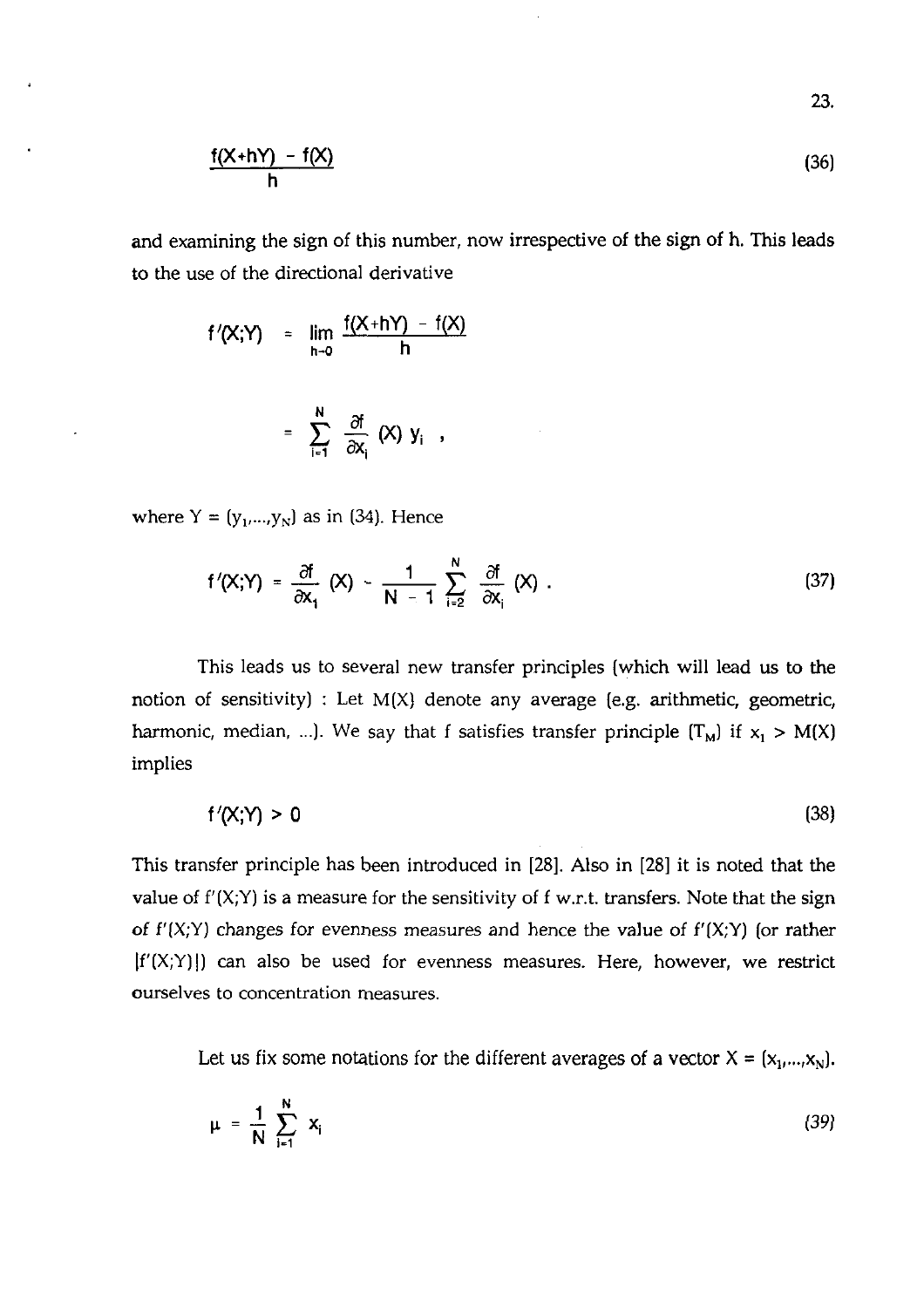$$\frac{f(X+hY) - f(X)}{h} \tag{36}$$

and examining the sign of this number, now irrespective of the sign of h. This leads to the use of the directional derivative

$$f'(X;Y) = \lim_{h \to 0} \frac{f(X+hY) - f(X)}{h}$$

$$= \sum_{i=1}^{N} \frac{\partial f}{\partial x_i}(X)\, y_i \ ,$$

where $Y = (y_1,...,y_N)$ as in (34). Hence

$$f'(X;Y) = \frac{\partial f}{\partial x_1}(X) - \frac{1}{N-1} \sum_{i=2}^{N} \frac{\partial f}{\partial x_i}(X) \ . \tag{37}$$

This leads us to several new transfer principles (which will lead us to the notion of sensitivity) : Let M(X) denote any average (e.g. arithmetic, geometric, harmonic, median, ...). We say that f satisfies transfer principle $(T_M)$ if $x_1 > M(X)$ implies

$$f'(X;Y) > 0 \tag{38}$$

This transfer principle has been introduced in [28]. Also in [28] it is noted that the value of $f'(X;Y)$ is a measure for the sensitivity of f w.r.t. transfers. Note that the sign of $f'(X;Y)$ changes for evenness measures and hence the value of $f'(X;Y)$ (or rather $|f'(X;Y)|$) can also be used for evenness measures. Here, however, we restrict ourselves to concentration measures.

Let us fix some notations for the different averages of a vector $X = (x_1,...,x_N)$.

$$\mu = \frac{1}{N} \sum_{i=1}^{N} x_i \tag{39}$$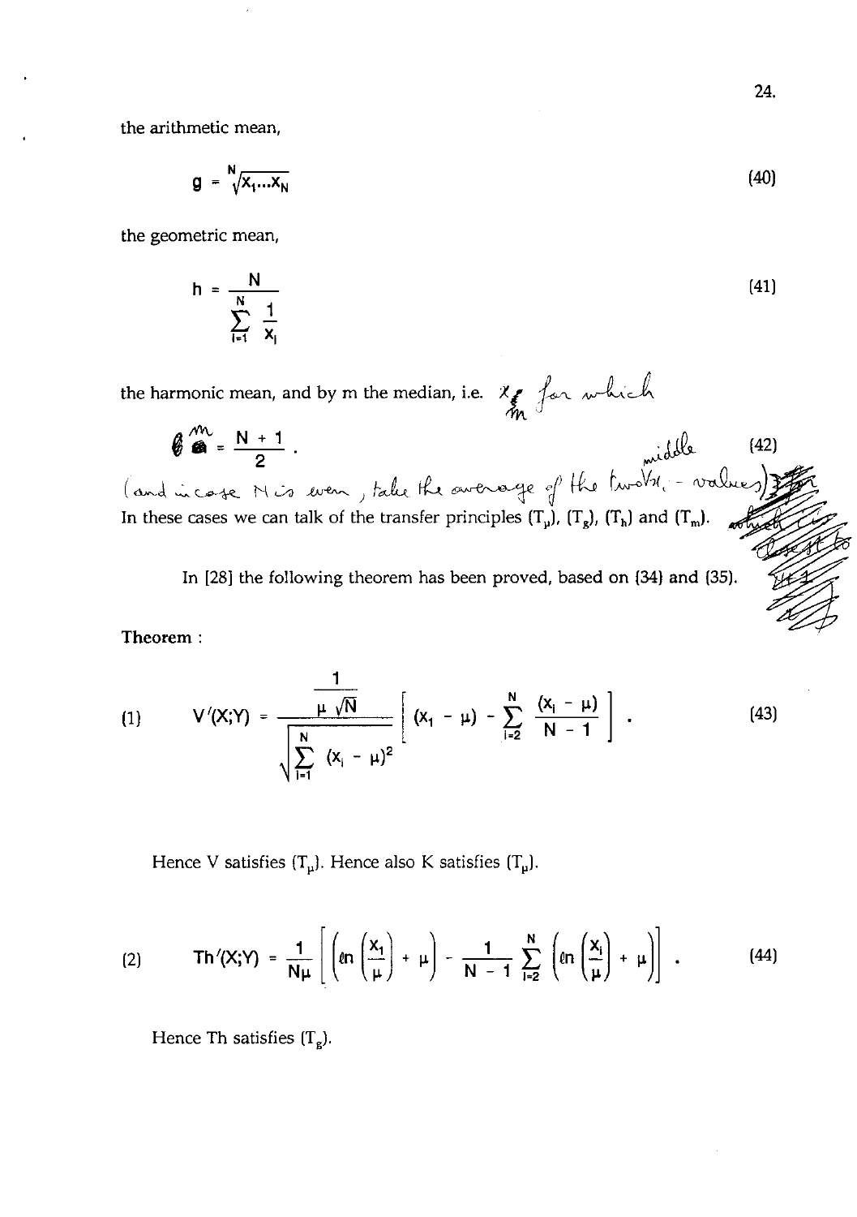the arithmetic mean,

$$g = \sqrt[N]{x_1 \ldots x_N} \tag{40}$$

the geometric mean,

$$h = \frac{N}{\sum_{i=1}^{N} \frac{1}{x_i}} \tag{41}$$

the harmonic mean, and by m the median, i.e. $x_m$ for which

$$m = \frac{N+1}{2} \text{ middle} \tag{42}$$

(and in case N is even, take the average of the two $x_i$ - values)

In these cases we can talk of the transfer principles $(T_\mu)$, $(T_g)$, $(T_h)$ and $(T_m)$.

In [28] the following theorem has been proved, based on (34) and (35).

**Theorem :**

(1)
$$V'(X;Y) = \frac{\frac{1}{\mu\sqrt{N}}}{\sqrt{\sum_{i=1}^{N}(x_i - \mu)^2}} \left[ (x_1 - \mu) - \sum_{i=2}^{N} \frac{(x_i - \mu)}{N-1} \right] . \tag{43}$$

Hence V satisfies $(T_\mu)$. Hence also K satisfies $(T_\mu)$.

(2)
$$Th'(X;Y) = \frac{1}{N\mu} \left[ \left( \ln\left(\frac{x_1}{\mu}\right) + \mu \right) - \frac{1}{N-1} \sum_{i=2}^{N} \left( \ln\left(\frac{x_i}{\mu}\right) + \mu \right) \right] . \tag{44}$$

Hence Th satisfies $(T_g)$.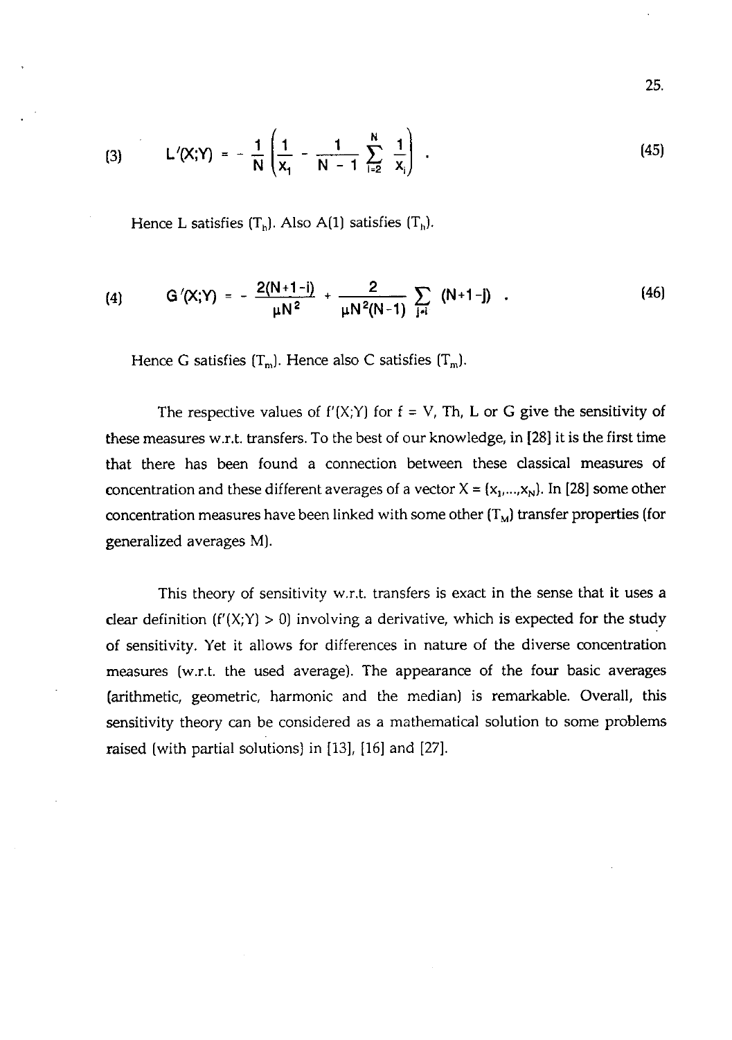(3) $$L'(X;Y) = -\frac{1}{N}\left(\frac{1}{x_1} - \frac{1}{N-1}\sum_{i=2}^{N}\frac{1}{x_i}\right) . \tag{45}$$

Hence L satisfies $(T_h)$. Also A(1) satisfies $(T_h)$.

(4) $$G'(X;Y) = -\frac{2(N+1-i)}{\mu N^2} + \frac{2}{\mu N^2(N-1)}\sum_{j \neq i}(N+1-j) . \tag{46}$$

Hence G satisfies $(T_m)$. Hence also C satisfies $(T_m)$.

The respective values of $f'(X;Y)$ for f = V, Th, L or G give the sensitivity of these measures w.r.t. transfers. To the best of our knowledge, in [28] it is the first time that there has been found a connection between these classical measures of concentration and these different averages of a vector $X = (x_1,\ldots,x_N)$. In [28] some other concentration measures have been linked with some other $(T_M)$ transfer properties (for generalized averages M).

This theory of sensitivity w.r.t. transfers is exact in the sense that it uses a clear definition ($f'(X;Y) > 0$) involving a derivative, which is expected for the study of sensitivity. Yet it allows for differences in nature of the diverse concentration measures (w.r.t. the used average). The appearance of the four basic averages (arithmetic, geometric, harmonic and the median) is remarkable. Overall, this sensitivity theory can be considered as a mathematical solution to some problems raised (with partial solutions) in [13], [16] and [27].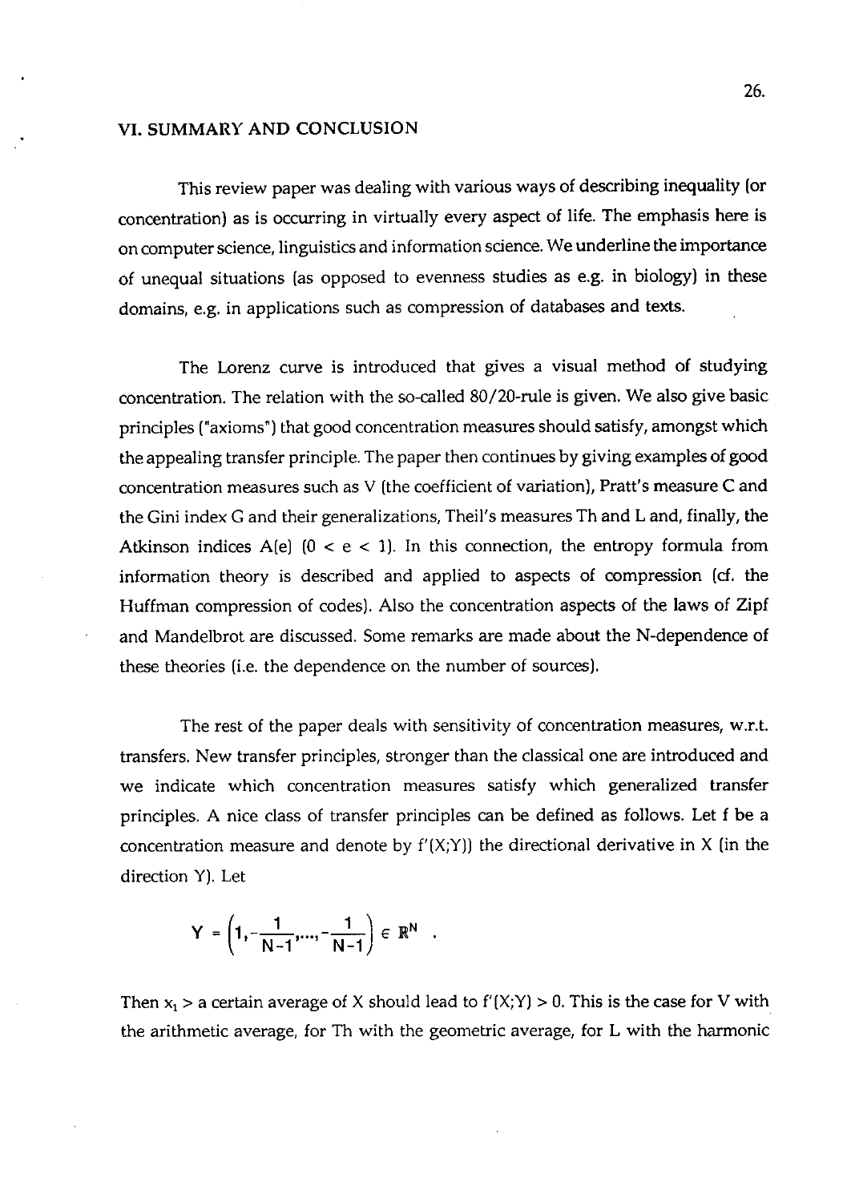## VI. SUMMARY AND CONCLUSION

This review paper was dealing with various ways of describing inequality (or concentration) as is occurring in virtually every aspect of life. The emphasis here is on computer science, linguistics and information science. We underline the importance of unequal situations (as opposed to evenness studies as e.g. in biology) in these domains, e.g. in applications such as compression of databases and texts.

The Lorenz curve is introduced that gives a visual method of studying concentration. The relation with the so-called 80/20-rule is given. We also give basic principles ("axioms") that good concentration measures should satisfy, amongst which the appealing transfer principle. The paper then continues by giving examples of good concentration measures such as V (the coefficient of variation), Pratt's measure C and the Gini index G and their generalizations, Theil's measures Th and L and, finally, the Atkinson indices $A(e)$ $(0 < e < 1)$. In this connection, the entropy formula from information theory is described and applied to aspects of compression (cf. the Huffman compression of codes). Also the concentration aspects of the laws of Zipf and Mandelbrot are discussed. Some remarks are made about the N-dependence of these theories (i.e. the dependence on the number of sources).

The rest of the paper deals with sensitivity of concentration measures, w.r.t. transfers. New transfer principles, stronger than the classical one are introduced and we indicate which concentration measures satisfy which generalized transfer principles. A nice class of transfer principles can be defined as follows. Let f be a concentration measure and denote by $f'(X;Y))$ the directional derivative in X (in the direction Y). Let

$$Y = \left(1, -\frac{1}{N-1}, \ldots, -\frac{1}{N-1}\right) \in \mathbb{R}^N \quad .$$

Then $x_1 >$ a certain average of X should lead to $f'(X;Y) > 0$. This is the case for V with the arithmetic average, for Th with the geometric average, for L with the harmonic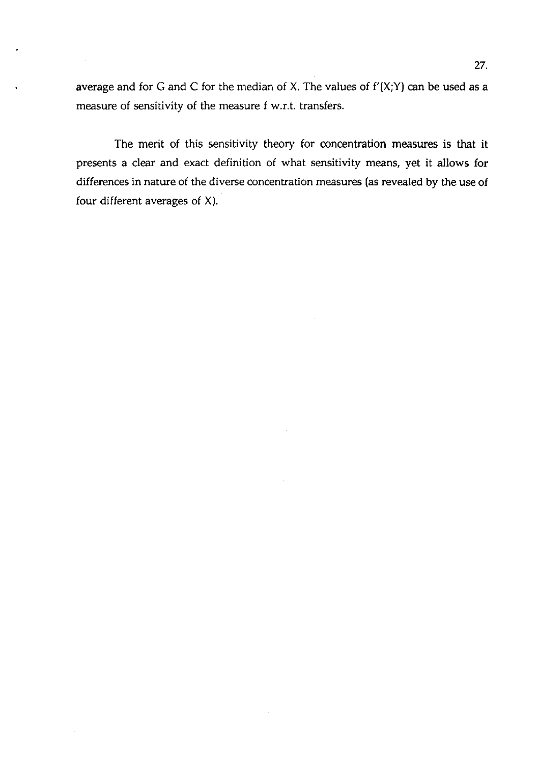average and for $G$ and $C$ for the median of $X$. The values of $f'(X;Y)$ can be used as a measure of sensitivity of the measure $f$ w.r.t. transfers.

The merit of this sensitivity theory for concentration measures is that it presents a clear and exact definition of what sensitivity means, yet it allows for differences in nature of the diverse concentration measures (as revealed by the use of four different averages of $X$).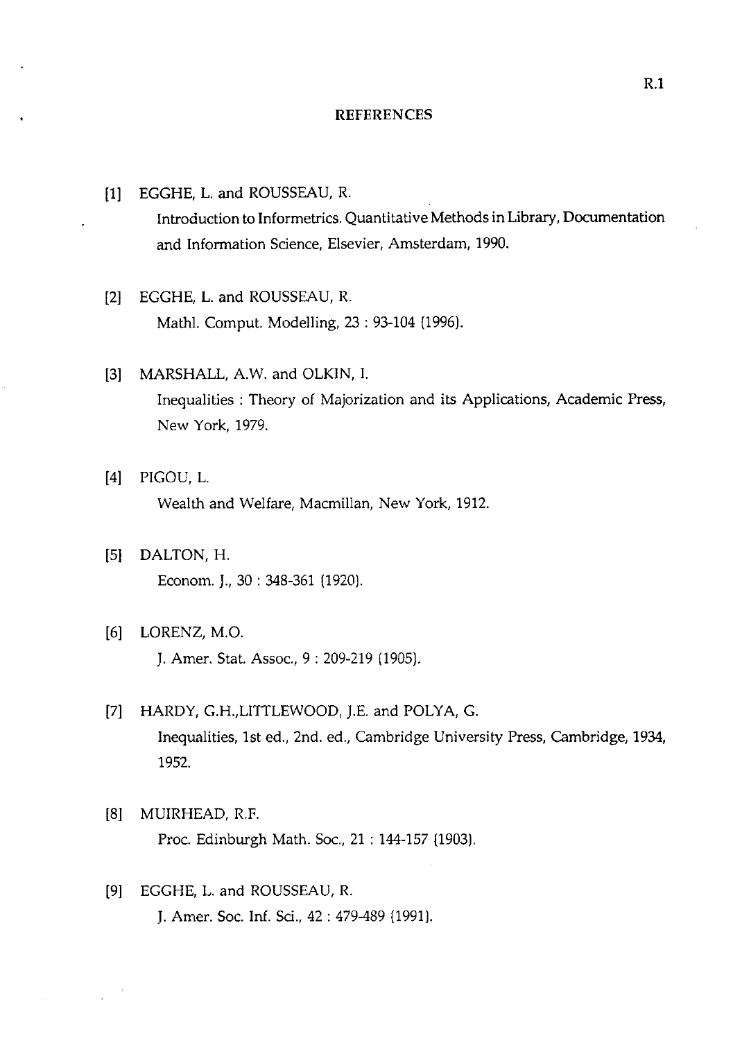## REFERENCES

[1] EGGHE, L. and ROUSSEAU, R.
Introduction to Informetrics. Quantitative Methods in Library, Documentation and Information Science, Elsevier, Amsterdam, 1990.

[2] EGGHE, L. and ROUSSEAU, R.
Mathl. Comput. Modelling, 23 : 93-104 (1996).

[3] MARSHALL, A.W. and OLKIN, I.
Inequalities : Theory of Majorization and its Applications, Academic Press, New York, 1979.

[4] PIGOU, L.
Wealth and Welfare, Macmillan, New York, 1912.

[5] DALTON, H.
Econom. J., 30 : 348-361 (1920).

[6] LORENZ, M.O.
J. Amer. Stat. Assoc., 9 : 209-219 (1905).

[7] HARDY, G.H.,LITTLEWOOD, J.E. and POLYA, G.
Inequalities, 1st ed., 2nd. ed., Cambridge University Press, Cambridge, 1934, 1952.

[8] MUIRHEAD, R.F.
Proc. Edinburgh Math. Soc., 21 : 144-157 (1903).

[9] EGGHE, L. and ROUSSEAU, R.
J. Amer. Soc. Inf. Sci., 42 : 479-489 (1991).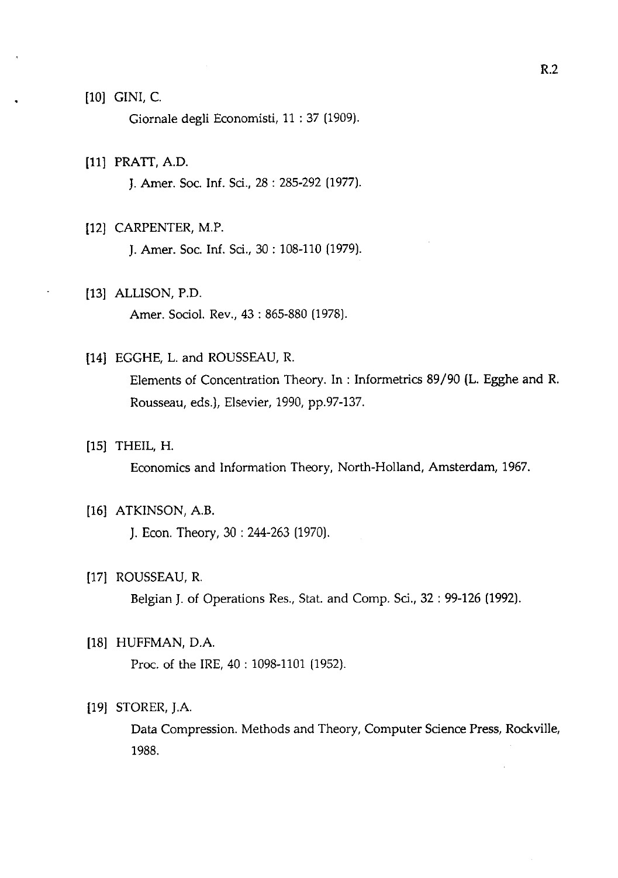[10] GINI, C.

Giornale degli Economisti, 11 : 37 (1909).

[11] PRATT, A.D.

J. Amer. Soc. Inf. Sci., 28 : 285-292 (1977).

[12] CARPENTER, M.P.

J. Amer. Soc. Inf. Sci., 30 : 108-110 (1979).

[13] ALLISON, P.D.

Amer. Sociol. Rev., 43 : 865-880 (1978).

[14] EGGHE, L. and ROUSSEAU, R.

Elements of Concentration Theory. In : Informetrics 89/90 (L. Egghe and R. Rousseau, eds.), Elsevier, 1990, pp.97-137.

[15] THEIL, H.

Economics and Information Theory, North-Holland, Amsterdam, 1967.

[16] ATKINSON, A.B.

J. Econ. Theory, 30 : 244-263 (1970).

[17] ROUSSEAU, R.

Belgian J. of Operations Res., Stat. and Comp. Sci., 32 : 99-126 (1992).

[18] HUFFMAN, D.A.

Proc. of the IRE, 40 : 1098-1101 (1952).

[19] STORER, J.A.

Data Compression. Methods and Theory, Computer Science Press, Rockville, 1988.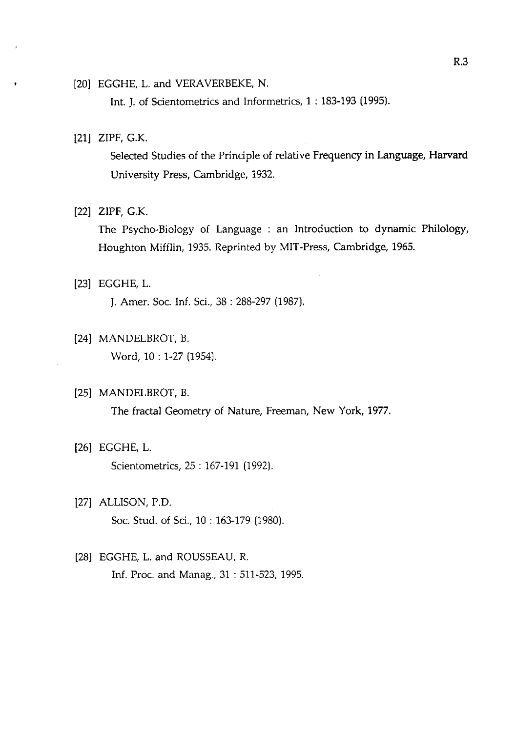[20] EGGHE, L. and VERAVERBEKE, N.
Int. J. of Scientometrics and Informetrics, 1 : 183-193 (1995).

[21] ZIPF, G.K.
Selected Studies of the Principle of relative Frequency in Language, Harvard University Press, Cambridge, 1932.

[22] ZIPF, G.K.
The Psycho-Biology of Language : an Introduction to dynamic Philology, Houghton Mifflin, 1935. Reprinted by MIT-Press, Cambridge, 1965.

[23] EGGHE, L.
J. Amer. Soc. Inf. Sci., 38 : 288-297 (1987).

[24] MANDELBROT, B.
Word, 10 : 1-27 (1954).

[25] MANDELBROT, B.
The fractal Geometry of Nature, Freeman, New York, 1977.

[26] EGGHE, L.
Scientometrics, 25 : 167-191 (1992).

[27] ALLISON, P.D.
Soc. Stud. of Sci., 10 : 163-179 (1980).

[28] EGGHE, L. and ROUSSEAU, R.
Inf. Proc. and Manag., 31 : 511-523, 1995.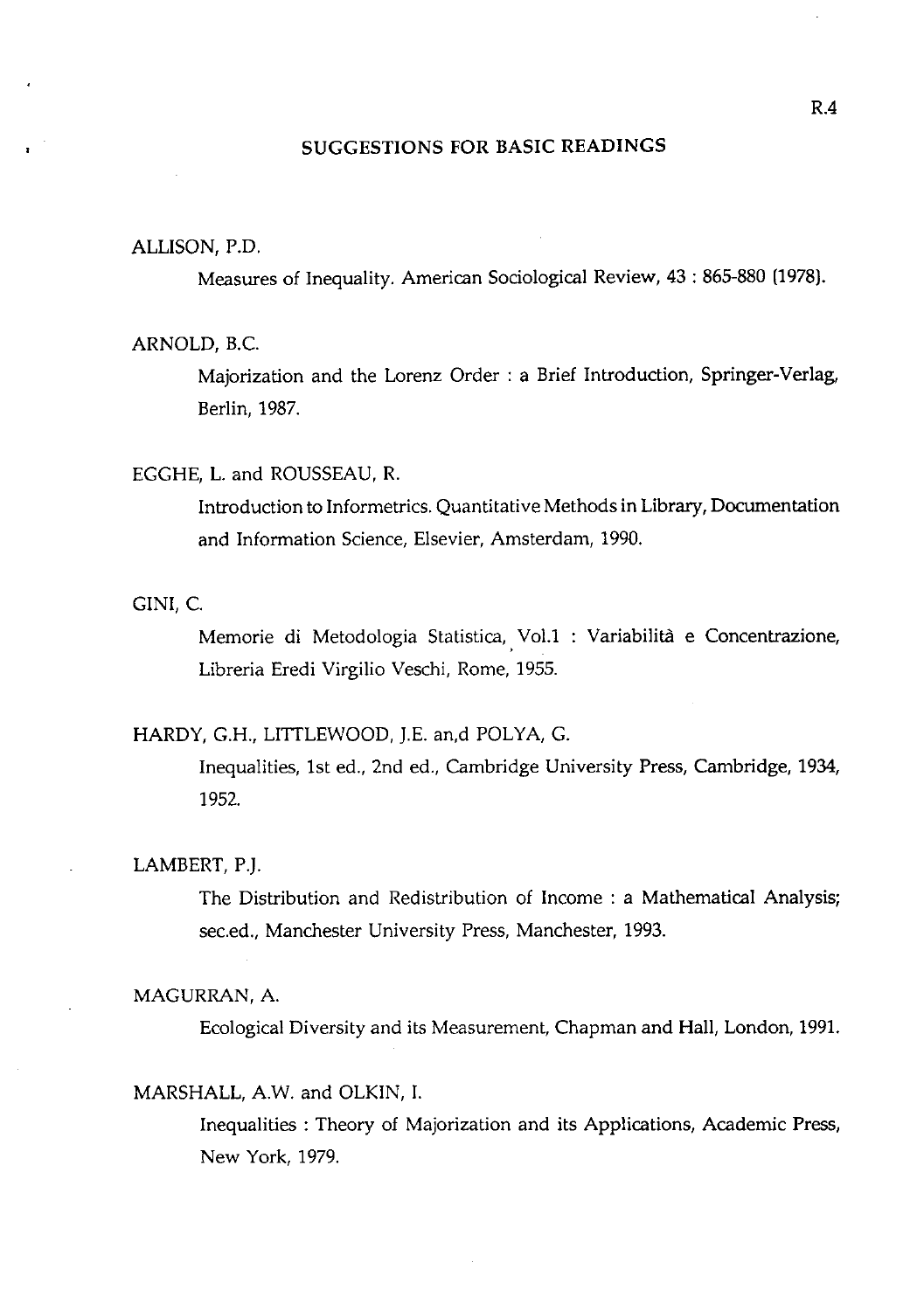# SUGGESTIONS FOR BASIC READINGS

ALLISON, P.D.

Measures of Inequality. American Sociological Review, 43 : 865-880 (1978).

ARNOLD, B.C.

Majorization and the Lorenz Order : a Brief Introduction, Springer-Verlag, Berlin, 1987.

EGGHE, L. and ROUSSEAU, R.

Introduction to Informetrics. Quantitative Methods in Library, Documentation and Information Science, Elsevier, Amsterdam, 1990.

GINI, C.

Memorie di Metodologia Statistica, Vol.1 : Variabilità e Concentrazione, Libreria Eredi Virgilio Veschi, Rome, 1955.

HARDY, G.H., LITTLEWOOD, J.E. an,d POLYA, G.

Inequalities, 1st ed., 2nd ed., Cambridge University Press, Cambridge, 1934, 1952.

LAMBERT, P.J.

The Distribution and Redistribution of Income : a Mathematical Analysis; sec.ed., Manchester University Press, Manchester, 1993.

MAGURRAN, A.

Ecological Diversity and its Measurement, Chapman and Hall, London, 1991.

MARSHALL, A.W. and OLKIN, I.

Inequalities : Theory of Majorization and its Applications, Academic Press, New York, 1979.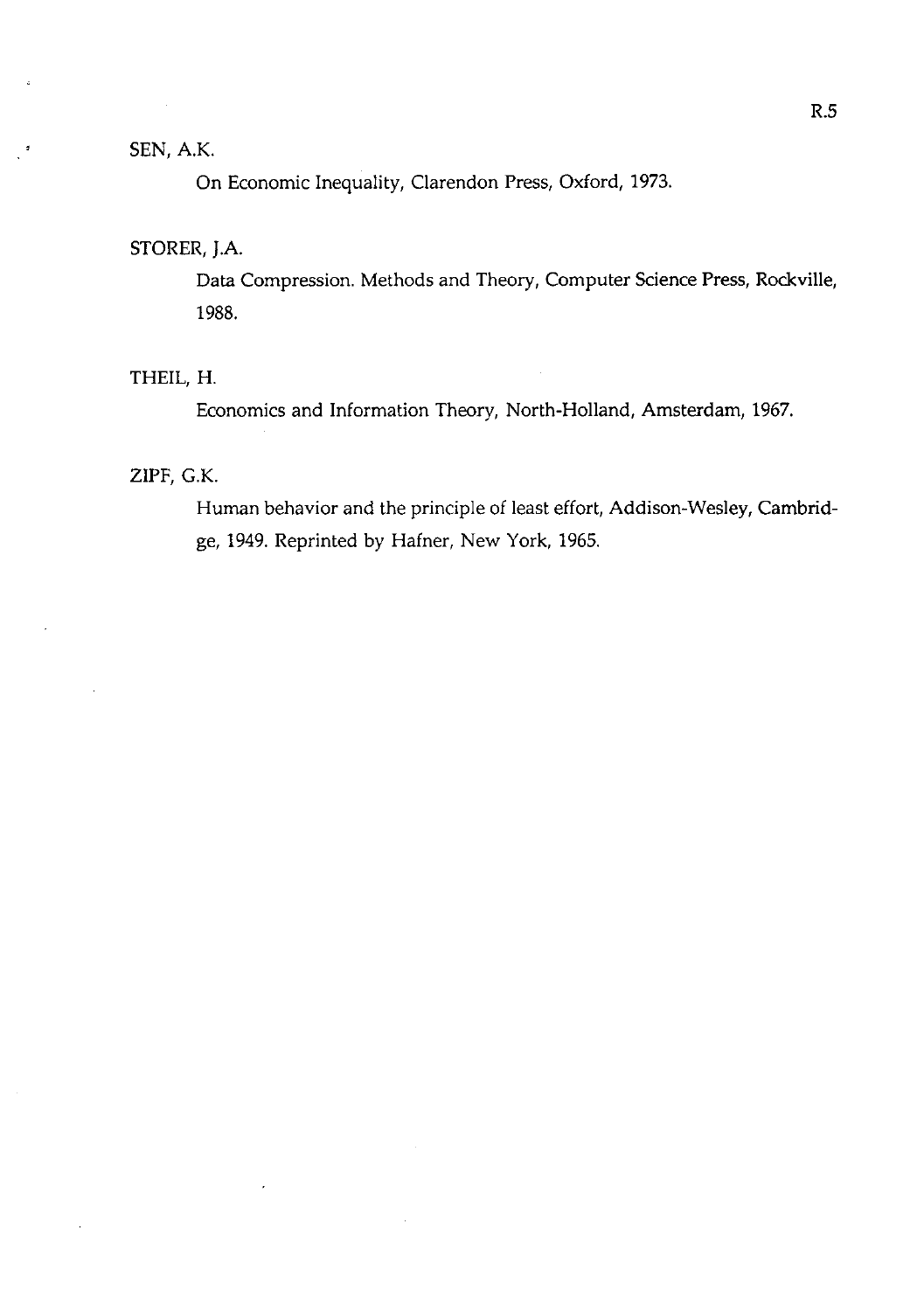SEN, A.K.

On Economic Inequality, Clarendon Press, Oxford, 1973.

STORER, J.A.

Data Compression. Methods and Theory, Computer Science Press, Rockville, 1988.

THEIL, H.

Economics and Information Theory, North-Holland, Amsterdam, 1967.

ZIPF, G.K.

Human behavior and the principle of least effort, Addison-Wesley, Cambridge, 1949. Reprinted by Hafner, New York, 1965.